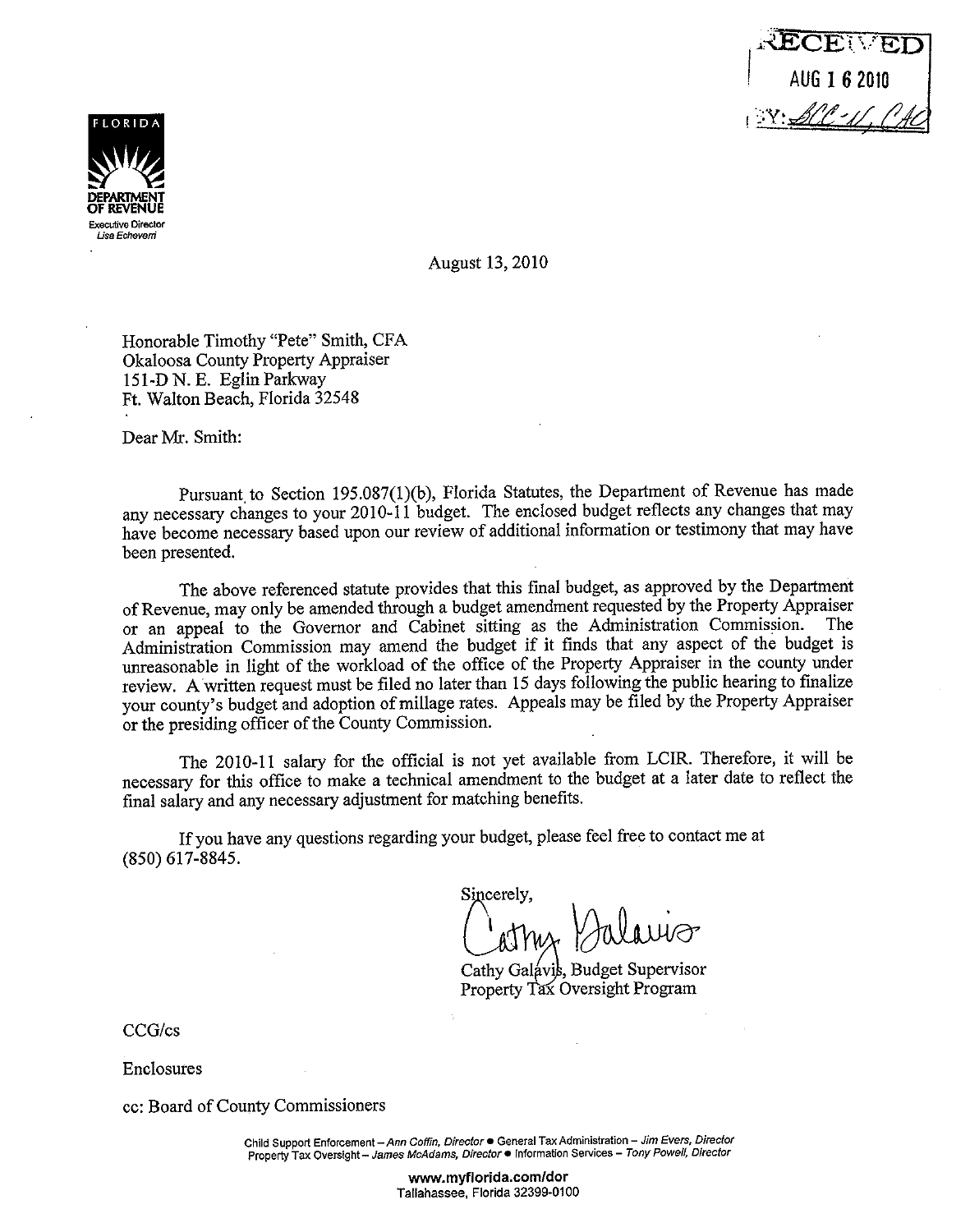RECEIVED
AUG 16 2010
BY: SCC-11, CAO

FLORIDA
DEPARTMENT OF REVENUE
Executive Director
*Lisa Echeverri*

August 13, 2010

Honorable Timothy "Pete" Smith, CFA
Okaloosa County Property Appraiser
151-D N. E. Eglin Parkway
Ft. Walton Beach, Florida 32548

Dear Mr. Smith:

Pursuant to Section 195.087(1)(b), Florida Statutes, the Department of Revenue has made any necessary changes to your 2010-11 budget. The enclosed budget reflects any changes that may have become necessary based upon our review of additional information or testimony that may have been presented.

The above referenced statute provides that this final budget, as approved by the Department of Revenue, may only be amended through a budget amendment requested by the Property Appraiser or an appeal to the Governor and Cabinet sitting as the Administration Commission. The Administration Commission may amend the budget if it finds that any aspect of the budget is unreasonable in light of the workload of the office of the Property Appraiser in the county under review. A written request must be filed no later than 15 days following the public hearing to finalize your county's budget and adoption of millage rates. Appeals may be filed by the Property Appraiser or the presiding officer of the County Commission.

The 2010-11 salary for the official is not yet available from LCIR. Therefore, it will be necessary for this office to make a technical amendment to the budget at a later date to reflect the final salary and any necessary adjustment for matching benefits.

If you have any questions regarding your budget, please feel free to contact me at (850) 617-8845.

Sincerely,

Cathy Galavis

Cathy Galavis, Budget Supervisor
Property Tax Oversight Program

CCG/cs

Enclosures

cc: Board of County Commissioners

Child Support Enforcement – *Ann Coffin, Director* • General Tax Administration – *Jim Evers, Director*
Property Tax Oversight – *James McAdams, Director* • Information Services – *Tony Powell, Director*

**www.myflorida.com/dor**
Tallahassee, Florida 32399-0100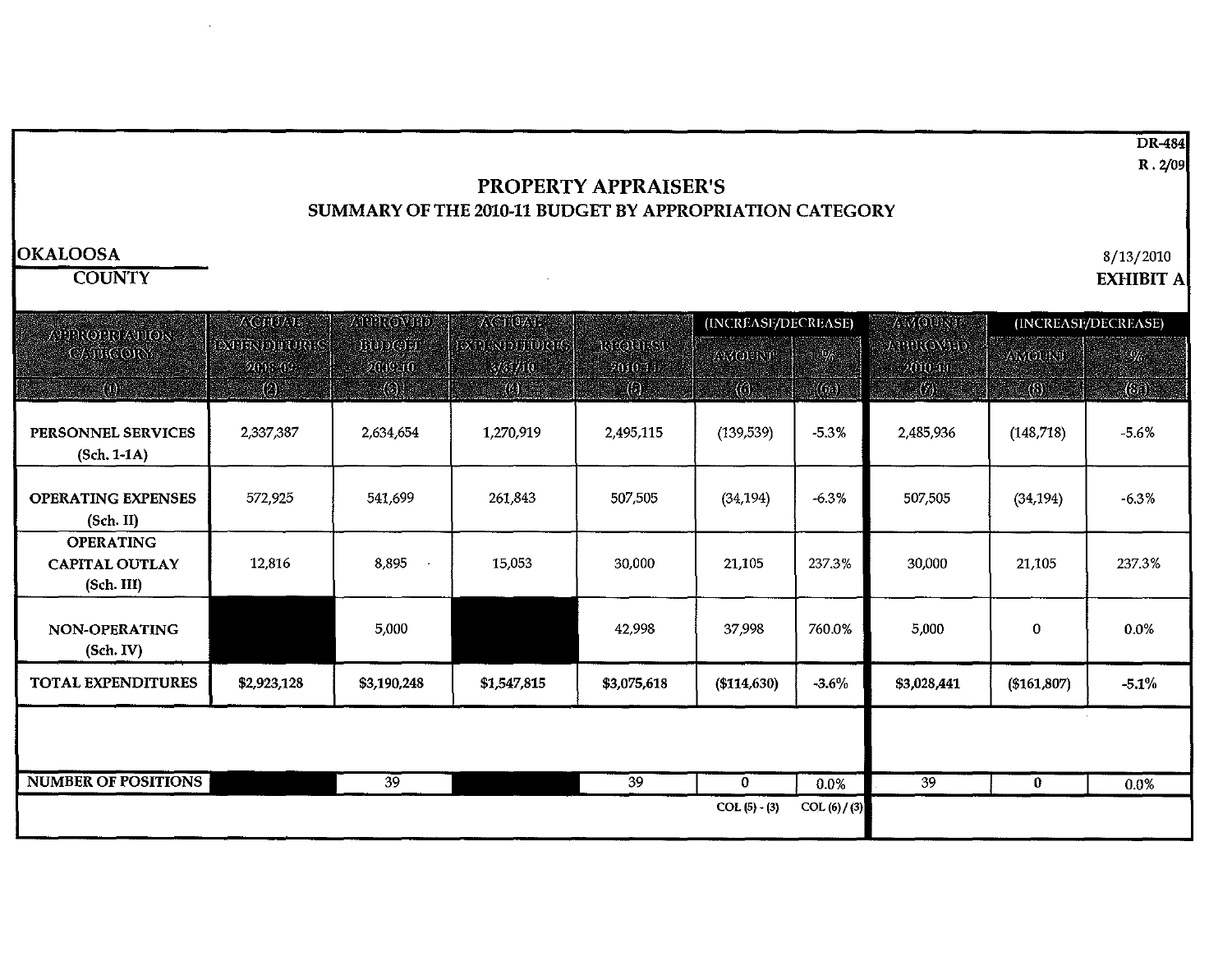DR-484
R. 2/09

# PROPERTY APPRAISER'S
## SUMMARY OF THE 2010-11 BUDGET BY APPROPRIATION CATEGORY

**OKALOOSA**
**COUNTY**

8/13/2010
**EXHIBIT A**

| APPROPRIATION CATEGORY | ACTUAL EXPENDITURES 2008-09 | APPROVED BUDGET 2009-10 | ACTUAL EXPENDITURES 3/31/10 | REQUEST 2010-11 | (INCREASE/DECREASE) | | AMOUNT APPROVED 2010-11 | (INCREASE/DECREASE) | |
|---|---|---|---|---|---|---|---|---|---|
| | | | | | AMOUNT | % | | AMOUNT | % |
| (1) | (2) | (3) | (4) | (5) | (6) | (6a) | (7) | (8) | (8a) |
| **PERSONNEL SERVICES (Sch. 1-1A)** | 2,337,387 | 2,634,654 | 1,270,919 | 2,495,115 | (139,539) | -5.3% | 2,485,936 | (148,718) | -5.6% |
| **OPERATING EXPENSES (Sch. II)** | 572,925 | 541,699 | 261,843 | 507,505 | (34,194) | -6.3% | 507,505 | (34,194) | -6.3% |
| **OPERATING CAPITAL OUTLAY (Sch. III)** | 12,816 | 8,895 | 15,053 | 30,000 | 21,105 | 237.3% | 30,000 | 21,105 | 237.3% |
| **NON-OPERATING (Sch. IV)** | | 5,000 | | 42,998 | 37,998 | 760.0% | 5,000 | 0 | 0.0% |
| **TOTAL EXPENDITURES** | $2,923,128 | $3,190,248 | $1,547,815 | $3,075,618 | ($114,630) | -3.6% | $3,028,441 | ($161,807) | -5.1% |
| **NUMBER OF POSITIONS** | | 39 | | 39 | 0 | 0.0% | 39 | 0 | 0.0% |
| | | | | | COL (5) - (3) | COL (6) / (3) | | | |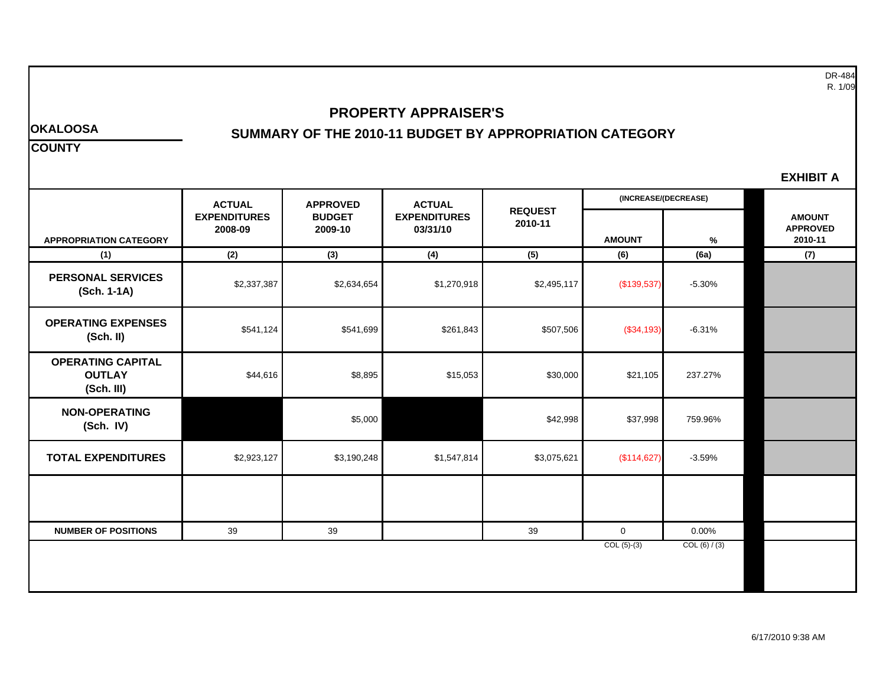DR-484
R. 1/09

**OKALOOSA**

**COUNTY**

# PROPERTY APPRAISER'S

## SUMMARY OF THE 2010-11 BUDGET BY APPROPRIATION CATEGORY

**EXHIBIT A**

| APPROPRIATION CATEGORY | ACTUAL EXPENDITURES 2008-09 | APPROVED BUDGET 2009-10 | ACTUAL EXPENDITURES 03/31/10 | REQUEST 2010-11 | (INCREASE/(DECREASE) AMOUNT | % | AMOUNT APPROVED 2010-11 |
|---|---|---|---|---|---|---|---|
| (1) | (2) | (3) | (4) | (5) | (6) | (6a) | (7) |
| **PERSONAL SERVICES (Sch. 1-1A)** | $2,337,387 | $2,634,654 | $1,270,918 | $2,495,117 | ($139,537) | -5.30% | |
| **OPERATING EXPENSES (Sch. II)** | $541,124 | $541,699 | $261,843 | $507,506 | ($34,193) | -6.31% | |
| **OPERATING CAPITAL OUTLAY (Sch. III)** | $44,616 | $8,895 | $15,053 | $30,000 | $21,105 | 237.27% | |
| **NON-OPERATING (Sch. IV)** | | $5,000 | | $42,998 | $37,998 | 759.96% | |
| **TOTAL EXPENDITURES** | $2,923,127 | $3,190,248 | $1,547,814 | $3,075,621 | ($114,627) | -3.59% | |
| | | | | | | | |
| **NUMBER OF POSITIONS** | 39 | 39 | | 39 | 0 | 0.00% | |
| | | | | | COL (5)-(3) | COL (6) / (3) | |

6/17/2010 9:38 AM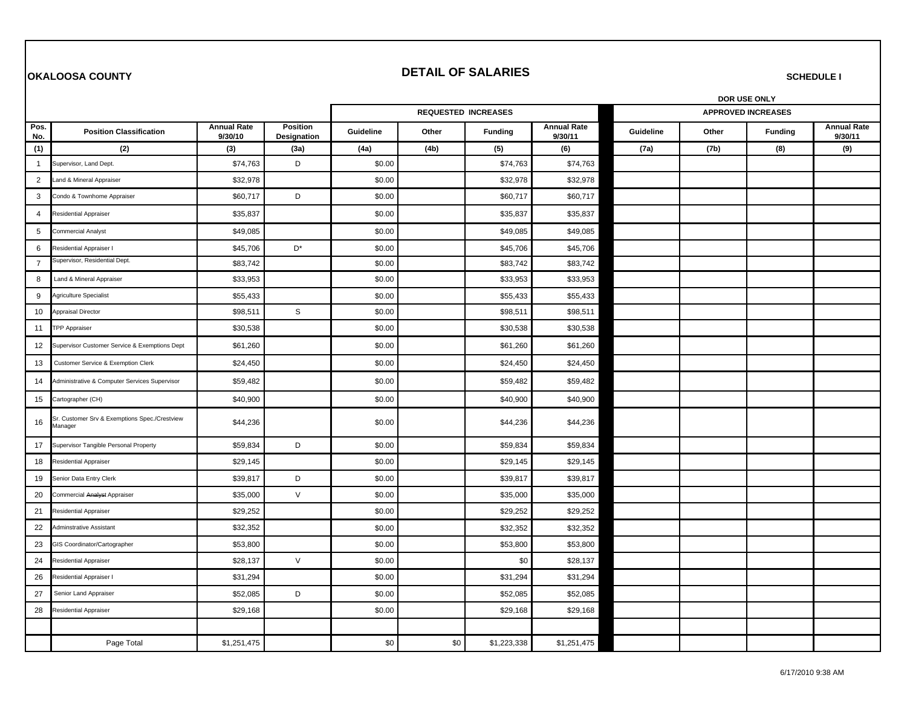**OKALOOSA COUNTY**

# DETAIL OF SALARIES

**SCHEDULE I**

| | | | | REQUESTED INCREASES | | | | DOR USE ONLY APPROVED INCREASES | | | |
|---|---|---|---|---|---|---|---|---|---|---|---|
| Pos. No. | Position Classification | Annual Rate 9/30/10 | Position Designation | Guideline | Other | Funding | Annual Rate 9/30/11 | Guideline | Other | Funding | Annual Rate 9/30/11 |
| (1) | (2) | (3) | (3a) | (4a) | (4b) | (5) | (6) | (7a) | (7b) | (8) | (9) |
| 1 | Supervisor, Land Dept. | $74,763 | D | $0.00 | | $74,763 | $74,763 | | | | |
| 2 | Land & Mineral Appraiser | $32,978 | | $0.00 | | $32,978 | $32,978 | | | | |
| 3 | Condo & Townhome Appraiser | $60,717 | D | $0.00 | | $60,717 | $60,717 | | | | |
| 4 | Residential Appraiser | $35,837 | | $0.00 | | $35,837 | $35,837 | | | | |
| 5 | Commercial Analyst | $49,085 | | $0.00 | | $49,085 | $49,085 | | | | |
| 6 | Residential Appraiser I | $45,706 | D* | $0.00 | | $45,706 | $45,706 | | | | |
| 7 | Supervisor, Residential Dept. | $83,742 | | $0.00 | | $83,742 | $83,742 | | | | |
| 8 | Land & Mineral Appraiser | $33,953 | | $0.00 | | $33,953 | $33,953 | | | | |
| 9 | Agriculture Specialist | $55,433 | | $0.00 | | $55,433 | $55,433 | | | | |
| 10 | Appraisal Director | $98,511 | S | $0.00 | | $98,511 | $98,511 | | | | |
| 11 | TPP Appraiser | $30,538 | | $0.00 | | $30,538 | $30,538 | | | | |
| 12 | Supervisor Customer Service & Exemptions Dept | $61,260 | | $0.00 | | $61,260 | $61,260 | | | | |
| 13 | Customer Service & Exemption Clerk | $24,450 | | $0.00 | | $24,450 | $24,450 | | | | |
| 14 | Administrative & Computer Services Supervisor | $59,482 | | $0.00 | | $59,482 | $59,482 | | | | |
| 15 | Cartographer (CH) | $40,900 | | $0.00 | | $40,900 | $40,900 | | | | |
| 16 | Sr. Customer Srv & Exemptions Spec./Crestview Manager | $44,236 | | $0.00 | | $44,236 | $44,236 | | | | |
| 17 | Supervisor Tangible Personal Property | $59,834 | D | $0.00 | | $59,834 | $59,834 | | | | |
| 18 | Residential Appraiser | $29,145 | | $0.00 | | $29,145 | $29,145 | | | | |
| 19 | Senior Data Entry Clerk | $39,817 | D | $0.00 | | $39,817 | $39,817 | | | | |
| 20 | Commercial ~~Analyst~~ Appraiser | $35,000 | V | $0.00 | | $35,000 | $35,000 | | | | |
| 21 | Residential Appraiser | $29,252 | | $0.00 | | $29,252 | $29,252 | | | | |
| 22 | Adminstrative Assistant | $32,352 | | $0.00 | | $32,352 | $32,352 | | | | |
| 23 | GIS Coordinator/Cartographer | $53,800 | | $0.00 | | $53,800 | $53,800 | | | | |
| 24 | Residential Appraiser | $28,137 | V | $0.00 | | $0 | $28,137 | | | | |
| 26 | Residential Appraiser I | $31,294 | | $0.00 | | $31,294 | $31,294 | | | | |
| 27 | Senior Land Appraiser | $52,085 | D | $0.00 | | $52,085 | $52,085 | | | | |
| 28 | Residential Appraiser | $29,168 | | $0.00 | | $29,168 | $29,168 | | | | |
| | | | | | | | | | | | |
| | Page Total | $1,251,475 | | $0 | $0 | $1,223,338 | $1,251,475 | | | | |

6/17/2010 9:38 AM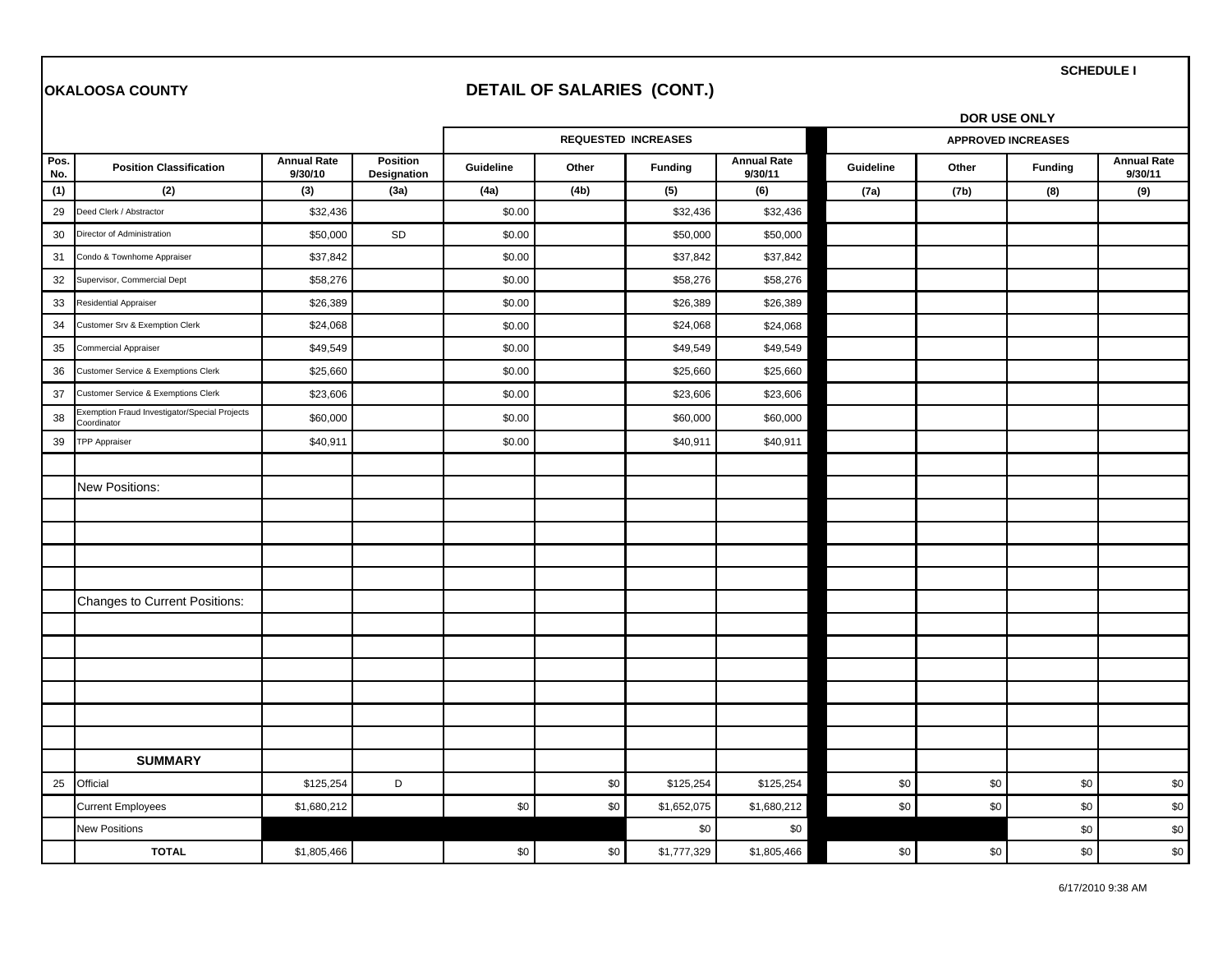**SCHEDULE I**

**OKALOOSA COUNTY**

# DETAIL OF SALARIES (CONT.)

**DOR USE ONLY**

| | | | | REQUESTED INCREASES | | | | APPROVED INCREASES | | | |
|---|---|---|---|---|---|---|---|---|---|---|---|
| **Pos. No.** | **Position Classification** | **Annual Rate 9/30/10** | **Position Designation** | **Guideline** | **Other** | **Funding** | **Annual Rate 9/30/11** | **Guideline** | **Other** | **Funding** | **Annual Rate 9/30/11** |
| (1) | (2) | (3) | (3a) | (4a) | (4b) | (5) | (6) | (7a) | (7b) | (8) | (9) |
| 29 | Deed Clerk / Abstractor | $32,436 | | $0.00 | | $32,436 | $32,436 | | | | |
| 30 | Director of Administration | $50,000 | SD | $0.00 | | $50,000 | $50,000 | | | | |
| 31 | Condo & Townhome Appraiser | $37,842 | | $0.00 | | $37,842 | $37,842 | | | | |
| 32 | Supervisor, Commercial Dept | $58,276 | | $0.00 | | $58,276 | $58,276 | | | | |
| 33 | Residential Appraiser | $26,389 | | $0.00 | | $26,389 | $26,389 | | | | |
| 34 | Customer Srv & Exemption Clerk | $24,068 | | $0.00 | | $24,068 | $24,068 | | | | |
| 35 | Commercial Appraiser | $49,549 | | $0.00 | | $49,549 | $49,549 | | | | |
| 36 | Customer Service & Exemptions Clerk | $25,660 | | $0.00 | | $25,660 | $25,660 | | | | |
| 37 | Customer Service & Exemptions Clerk | $23,606 | | $0.00 | | $23,606 | $23,606 | | | | |
| 38 | Exemption Fraud Investigator/Special Projects Coordinator | $60,000 | | $0.00 | | $60,000 | $60,000 | | | | |
| 39 | TPP Appraiser | $40,911 | | $0.00 | | $40,911 | $40,911 | | | | |
| | | | | | | | | | | | |
| | New Positions: | | | | | | | | | | |
| | | | | | | | | | | | |
| | | | | | | | | | | | |
| | | | | | | | | | | | |
| | | | | | | | | | | | |
| | Changes to Current Positions: | | | | | | | | | | |
| | | | | | | | | | | | |
| | | | | | | | | | | | |
| | | | | | | | | | | | |
| | | | | | | | | | | | |
| | | | | | | | | | | | |
| | | | | | | | | | | | |
| | **SUMMARY** | | | | | | | | | | |
| 25 | Official | $125,254 | D | | $0 | $125,254 | $125,254 | $0 | $0 | $0 | $0 |
| | Current Employees | $1,680,212 | | $0 | $0 | $1,652,075 | $1,680,212 | $0 | $0 | $0 | $0 |
| | New Positions | | | | | $0 | $0 | | | $0 | $0 |
| | **TOTAL** | $1,805,466 | | $0 | $0 | $1,777,329 | $1,805,466 | $0 | $0 | $0 | $0 |

6/17/2010 9:38 AM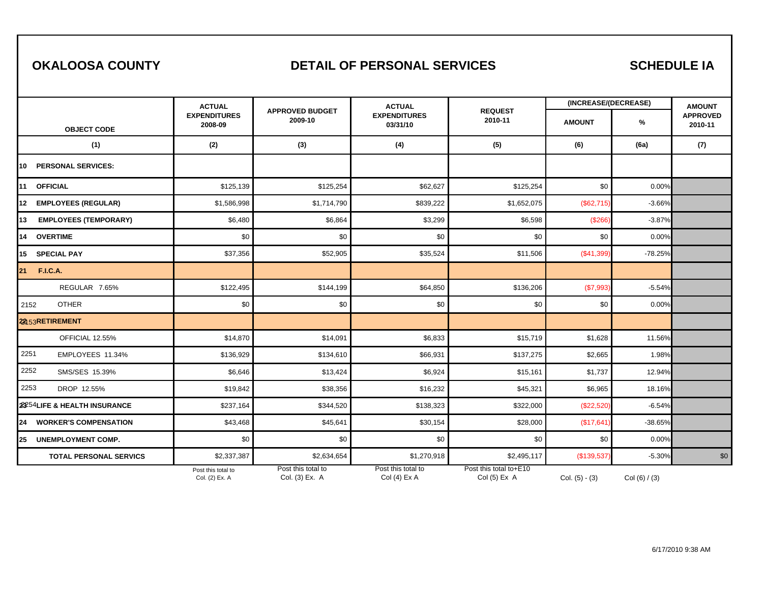# OKALOOSA COUNTY

## DETAIL OF PERSONAL SERVICES

## SCHEDULE IA

| OBJECT CODE | ACTUAL EXPENDITURES 2008-09 | APPROVED BUDGET 2009-10 | ACTUAL EXPENDITURES 03/31/10 | REQUEST 2010-11 | (INCREASE/(DECREASE) AMOUNT | % | AMOUNT APPROVED 2010-11 |
|---|---|---|---|---|---|---|---|
| (1) | (2) | (3) | (4) | (5) | (6) | (6a) | (7) |
| 10 PERSONAL SERVICES: | | | | | | | |
| 11 OFFICIAL | $125,139 | $125,254 | $62,627 | $125,254 | $0 | 0.00% | |
| 12 EMPLOYEES (REGULAR) | $1,586,998 | $1,714,790 | $839,222 | $1,652,075 | ($62,715) | -3.66% | |
| 13 EMPLOYEES (TEMPORARY) | $6,480 | $6,864 | $3,299 | $6,598 | ($266) | -3.87% | |
| 14 OVERTIME | $0 | $0 | $0 | $0 | $0 | 0.00% | |
| 15 SPECIAL PAY | $37,356 | $52,905 | $35,524 | $11,506 | ($41,399) | -78.25% | |
| 21 F.I.C.A. | | | | | | | |
| REGULAR 7.65% | $122,495 | $144,199 | $64,850 | $136,206 | ($7,993) | -5.54% | |
| 2152 OTHER | $0 | $0 | $0 | $0 | $0 | 0.00% | |
| 22 2153 RETIREMENT | | | | | | | |
| OFFICIAL 12.55% | $14,870 | $14,091 | $6,833 | $15,719 | $1,628 | 11.56% | |
| 2251 EMPLOYEES 11.34% | $136,929 | $134,610 | $66,931 | $137,275 | $2,665 | 1.98% | |
| 2252 SMS/SES 15.39% | $6,646 | $13,424 | $6,924 | $15,161 | $1,737 | 12.94% | |
| 2253 DROP 12.55% | $19,842 | $38,356 | $16,232 | $45,321 | $6,965 | 18.16% | |
| 23 2254 LIFE & HEALTH INSURANCE | $237,164 | $344,520 | $138,323 | $322,000 | ($22,520) | -6.54% | |
| 24 WORKER'S COMPENSATION | $43,468 | $45,641 | $30,154 | $28,000 | ($17,641) | -38.65% | |
| 25 UNEMPLOYMENT COMP. | $0 | $0 | $0 | $0 | $0 | 0.00% | |
| TOTAL PERSONAL SERVICS | $2,337,387 | $2,634,654 | $1,270,918 | $2,495,117 | ($139,537) | -5.30% | $0 |
| | Post this total to Col. (2) Ex. A | Post this total to Col. (3) Ex. A | Post this total to Col (4) Ex A | Post this total to+E10 Col (5) Ex A | Col. (5) - (3) | Col (6) / (3) | |

6/17/2010 9:38 AM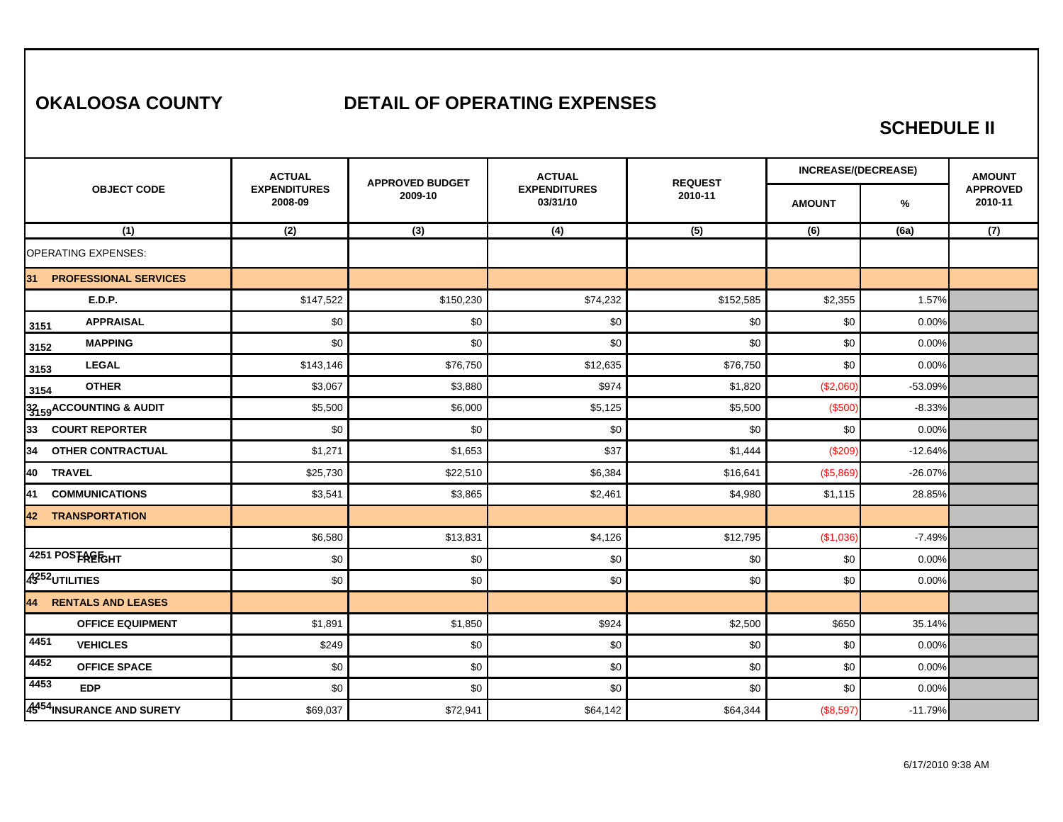# OKALOOSA COUNTY

## DETAIL OF OPERATING EXPENSES

### SCHEDULE II

| OBJECT CODE | ACTUAL EXPENDITURES 2008-09 | APPROVED BUDGET 2009-10 | ACTUAL EXPENDITURES 03/31/10 | REQUEST 2010-11 | INCREASE/(DECREASE) | | AMOUNT APPROVED 2010-11 |
|---|---|---|---|---|---|---|---|
| | | | | | AMOUNT | % | |
| (1) | (2) | (3) | (4) | (5) | (6) | (6a) | (7) |
| OPERATING EXPENSES: | | | | | | | |
| 31 PROFESSIONAL SERVICES | | | | | | | |
| E.D.P. | $147,522 | $150,230 | $74,232 | $152,585 | $2,355 | 1.57% | |
| 3151 APPRAISAL | $0 | $0 | $0 | $0 | $0 | 0.00% | |
| 3152 MAPPING | $0 | $0 | $0 | $0 | $0 | 0.00% | |
| 3153 LEGAL | $143,146 | $76,750 | $12,635 | $76,750 | $0 | 0.00% | |
| 3154 OTHER | $3,067 | $3,880 | $974 | $1,820 | ($2,060) | -53.09% | |
| 32 3159 ACCOUNTING & AUDIT | $5,500 | $6,000 | $5,125 | $5,500 | ($500) | -8.33% | |
| 33 COURT REPORTER | $0 | $0 | $0 | $0 | $0 | 0.00% | |
| 34 OTHER CONTRACTUAL | $1,271 | $1,653 | $37 | $1,444 | ($209) | -12.64% | |
| 40 TRAVEL | $25,730 | $22,510 | $6,384 | $16,641 | ($5,869) | -26.07% | |
| 41 COMMUNICATIONS | $3,541 | $3,865 | $2,461 | $4,980 | $1,115 | 28.85% | |
| 42 TRANSPORTATION | | | | | | | |
| | $6,580 | $13,831 | $4,126 | $12,795 | ($1,036) | -7.49% | |
| 4251 POSTAGE FREIGHT | $0 | $0 | $0 | $0 | $0 | 0.00% | |
| 43 4252 UTILITIES | $0 | $0 | $0 | $0 | $0 | 0.00% | |
| 44 RENTALS AND LEASES | | | | | | | |
| OFFICE EQUIPMENT | $1,891 | $1,850 | $924 | $2,500 | $650 | 35.14% | |
| 4451 VEHICLES | $249 | $0 | $0 | $0 | $0 | 0.00% | |
| 4452 OFFICE SPACE | $0 | $0 | $0 | $0 | $0 | 0.00% | |
| 4453 EDP | $0 | $0 | $0 | $0 | $0 | 0.00% | |
| 45 4454 INSURANCE AND SURETY | $69,037 | $72,941 | $64,142 | $64,344 | ($8,597) | -11.79% | |

6/17/2010 9:38 AM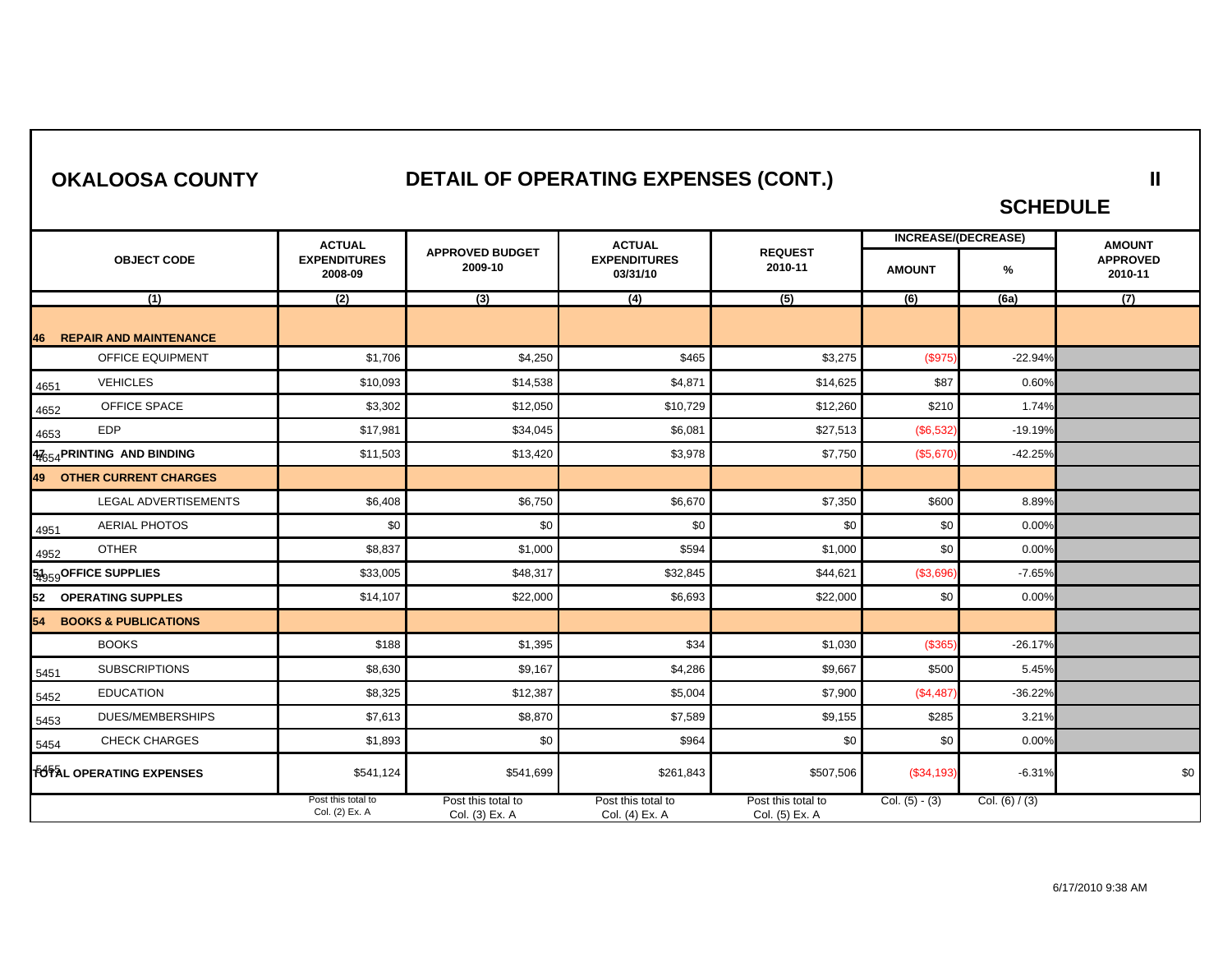# OKALOOSA COUNTY

## DETAIL OF OPERATING EXPENSES (CONT.)

**II**

**SCHEDULE**

| OBJECT CODE | ACTUAL EXPENDITURES 2008-09 | APPROVED BUDGET 2009-10 | ACTUAL EXPENDITURES 03/31/10 | REQUEST 2010-11 | INCREASE/(DECREASE) | | AMOUNT APPROVED 2010-11 |
|---|---|---|---|---|---|---|---|
| | | | | | AMOUNT | % | |
| (1) | (2) | (3) | (4) | (5) | (6) | (6a) | (7) |
| **46 REPAIR AND MAINTENANCE** | | | | | | | |
| OFFICE EQUIPMENT | $1,706 | $4,250 | $465 | $3,275 | ($975) | -22.94% | |
| 4651 VEHICLES | $10,093 | $14,538 | $4,871 | $14,625 | $87 | 0.60% | |
| 4652 OFFICE SPACE | $3,302 | $12,050 | $10,729 | $12,260 | $210 | 1.74% | |
| 4653 EDP | $17,981 | $34,045 | $6,081 | $27,513 | ($6,532) | -19.19% | |
| 4654 **47 PRINTING AND BINDING** | $11,503 | $13,420 | $3,978 | $7,750 | ($5,670) | -42.25% | |
| **49 OTHER CURRENT CHARGES** | | | | | | | |
| LEGAL ADVERTISEMENTS | $6,408 | $6,750 | $6,670 | $7,350 | $600 | 8.89% | |
| 4951 AERIAL PHOTOS | $0 | $0 | $0 | $0 | $0 | 0.00% | |
| 4952 OTHER | $8,837 | $1,000 | $594 | $1,000 | $0 | 0.00% | |
| 4959 **51 OFFICE SUPPLIES** | $33,005 | $48,317 | $32,845 | $44,621 | ($3,696) | -7.65% | |
| **52 OPERATING SUPPLES** | $14,107 | $22,000 | $6,693 | $22,000 | $0 | 0.00% | |
| **54 BOOKS & PUBLICATIONS** | | | | | | | |
| BOOKS | $188 | $1,395 | $34 | $1,030 | ($365) | -26.17% | |
| 5451 SUBSCRIPTIONS | $8,630 | $9,167 | $4,286 | $9,667 | $500 | 5.45% | |
| 5452 EDUCATION | $8,325 | $12,387 | $5,004 | $7,900 | ($4,487) | -36.22% | |
| 5453 DUES/MEMBERSHIPS | $7,613 | $8,870 | $7,589 | $9,155 | $285 | 3.21% | |
| 5454 CHECK CHARGES | $1,893 | $0 | $964 | $0 | $0 | 0.00% | |
| 5455 **TOTAL OPERATING EXPENSES** | $541,124 | $541,699 | $261,843 | $507,506 | ($34,193) | -6.31% | $0 |
| | Post this total to Col. (2) Ex. A | Post this total to Col. (3) Ex. A | Post this total to Col. (4) Ex. A | Post this total to Col. (5) Ex. A | Col. (5) - (3) | Col. (6) / (3) | |

6/17/2010 9:38 AM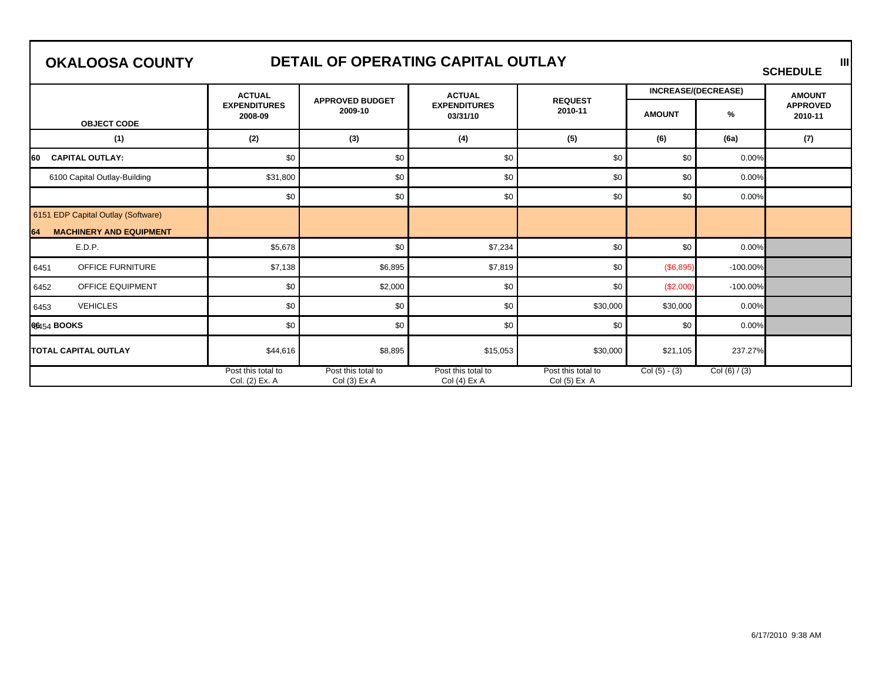# OKALOOSA COUNTY

## DETAIL OF OPERATING CAPITAL OUTLAY

SCHEDULE III

| OBJECT CODE | ACTUAL EXPENDITURES 2008-09 | APPROVED BUDGET 2009-10 | ACTUAL EXPENDITURES 03/31/10 | REQUEST 2010-11 | INCREASE/(DECREASE) AMOUNT | INCREASE/(DECREASE) % | AMOUNT APPROVED 2010-11 |
|---|---|---|---|---|---|---|---|
| (1) | (2) | (3) | (4) | (5) | (6) | (6a) | (7) |
| 60 CAPITAL OUTLAY: | $0 | $0 | $0 | $0 | $0 | 0.00% | |
| 6100 Capital Outlay-Building | $31,800 | $0 | $0 | $0 | $0 | 0.00% | |
| | $0 | $0 | $0 | $0 | $0 | 0.00% | |
| 6151 EDP Capital Outlay (Software) | | | | | | | |
| 64 MACHINERY AND EQUIPMENT | | | | | | | |
| E.D.P. | $5,678 | $0 | $7,234 | $0 | $0 | 0.00% | |
| 6451 OFFICE FURNITURE | $7,138 | $6,895 | $7,819 | $0 | ($6,895) | -100.00% | |
| 6452 OFFICE EQUIPMENT | $0 | $2,000 | $0 | $0 | ($2,000) | -100.00% | |
| 6453 VEHICLES | $0 | $0 | $0 | $30,000 | $30,000 | 0.00% | |
| 6454 BOOKS | $0 | $0 | $0 | $0 | $0 | 0.00% | |
| TOTAL CAPITAL OUTLAY | $44,616 | $8,895 | $15,053 | $30,000 | $21,105 | 237.27% | |
| | Post this total to Col. (2) Ex. A | Post this total to Col (3) Ex A | Post this total to Col (4) Ex A | Post this total to Col (5) Ex A | Col (5) - (3) | Col (6) / (3) | |

6/17/2010 9:38 AM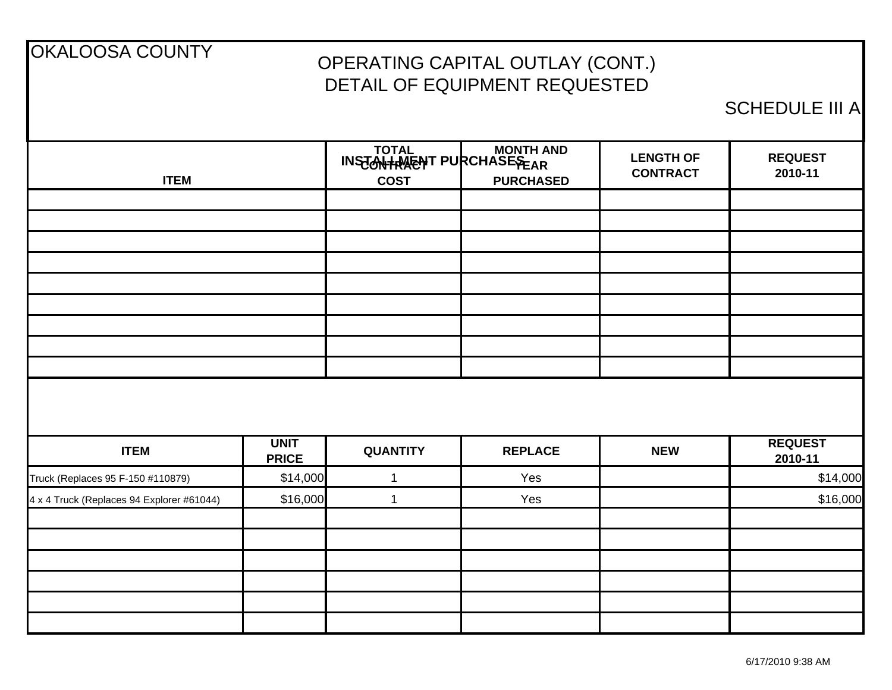OKALOOSA COUNTY

# OPERATING CAPITAL OUTLAY (CONT.)
# DETAIL OF EQUIPMENT REQUESTED

SCHEDULE III A

## INSTALLMENT PURCHASES

| ITEM | TOTAL CONTRACT COST | MONTH AND YEAR PURCHASED | LENGTH OF CONTRACT | REQUEST 2010-11 |
|---|---|---|---|---|
| | | | | |
| | | | | |
| | | | | |
| | | | | |
| | | | | |
| | | | | |
| | | | | |
| | | | | |
| | | | | |

| ITEM | UNIT PRICE | QUANTITY | REPLACE | NEW | REQUEST 2010-11 |
|---|---|---|---|---|---|
| Truck (Replaces 95 F-150 #110879) | $14,000 | 1 | Yes | | $14,000 |
| 4 x 4 Truck (Replaces 94 Explorer #61044) | $16,000 | 1 | Yes | | $16,000 |
| | | | | | |
| | | | | | |
| | | | | | |
| | | | | | |
| | | | | | |
| | | | | | |

6/17/2010 9:38 AM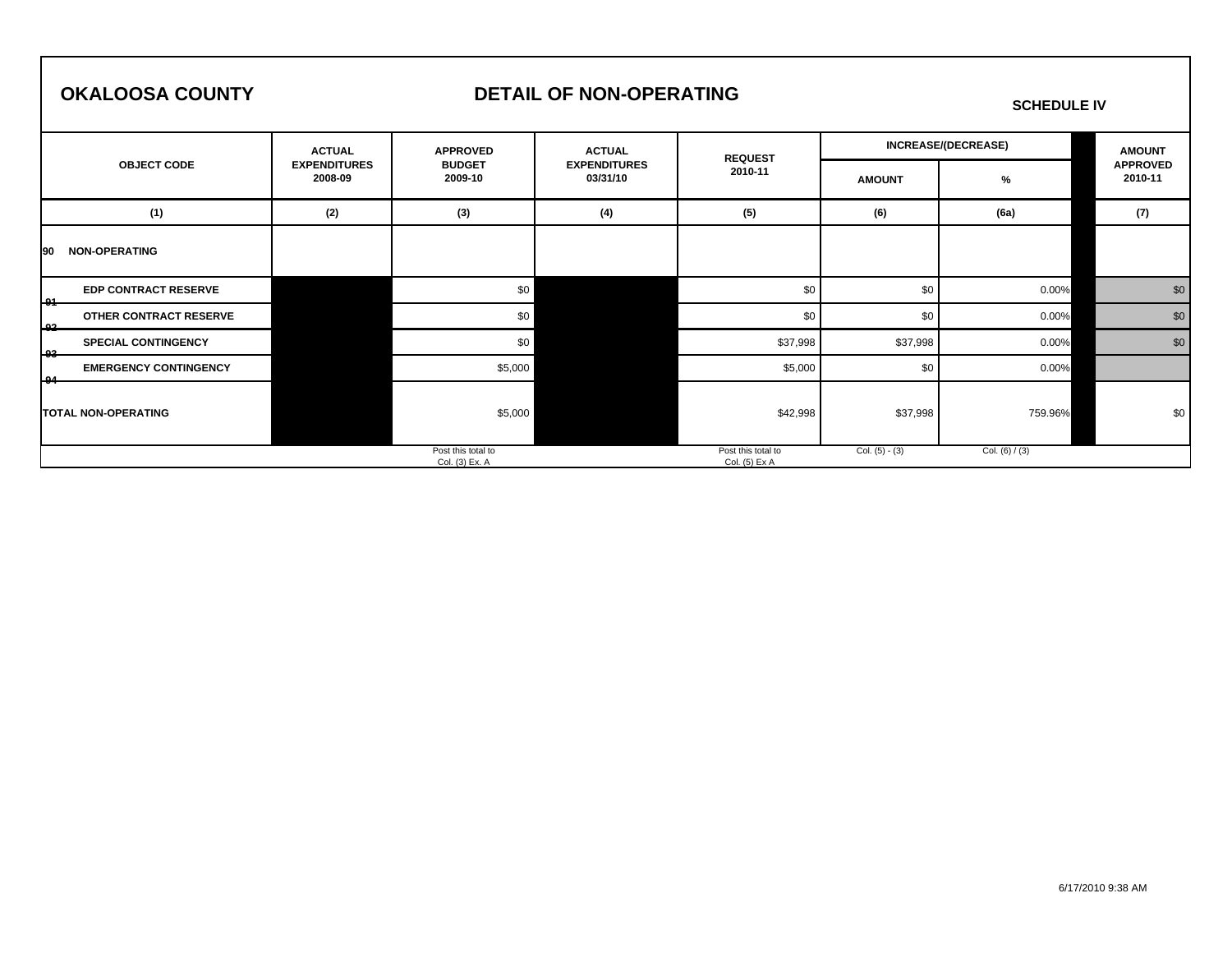# OKALOOSA COUNTY

## DETAIL OF NON-OPERATING

**SCHEDULE IV**

| OBJECT CODE | ACTUAL EXPENDITURES 2008-09 | APPROVED BUDGET 2009-10 | ACTUAL EXPENDITURES 03/31/10 | REQUEST 2010-11 | INCREASE/(DECREASE) AMOUNT | INCREASE/(DECREASE) % | AMOUNT APPROVED 2010-11 |
|---|---|---|---|---|---|---|---|
| (1) | (2) | (3) | (4) | (5) | (6) | (6a) | (7) |
| 90 NON-OPERATING | | | | | | | |
| 91 EDP CONTRACT RESERVE | | $0 | | $0 | $0 | 0.00% | $0 |
| 92 OTHER CONTRACT RESERVE | | $0 | | $0 | $0 | 0.00% | $0 |
| 93 SPECIAL CONTINGENCY | | $0 | | $37,998 | $37,998 | 0.00% | $0 |
| 94 EMERGENCY CONTINGENCY | | $5,000 | | $5,000 | $0 | 0.00% | |
| TOTAL NON-OPERATING | | $5,000 | | $42,998 | $37,998 | 759.96% | $0 |
| | | Post this total to Col. (3) Ex. A | | Post this total to Col. (5) Ex A | Col. (5) - (3) | Col. (6) / (3) | |

6/17/2010 9:38 AM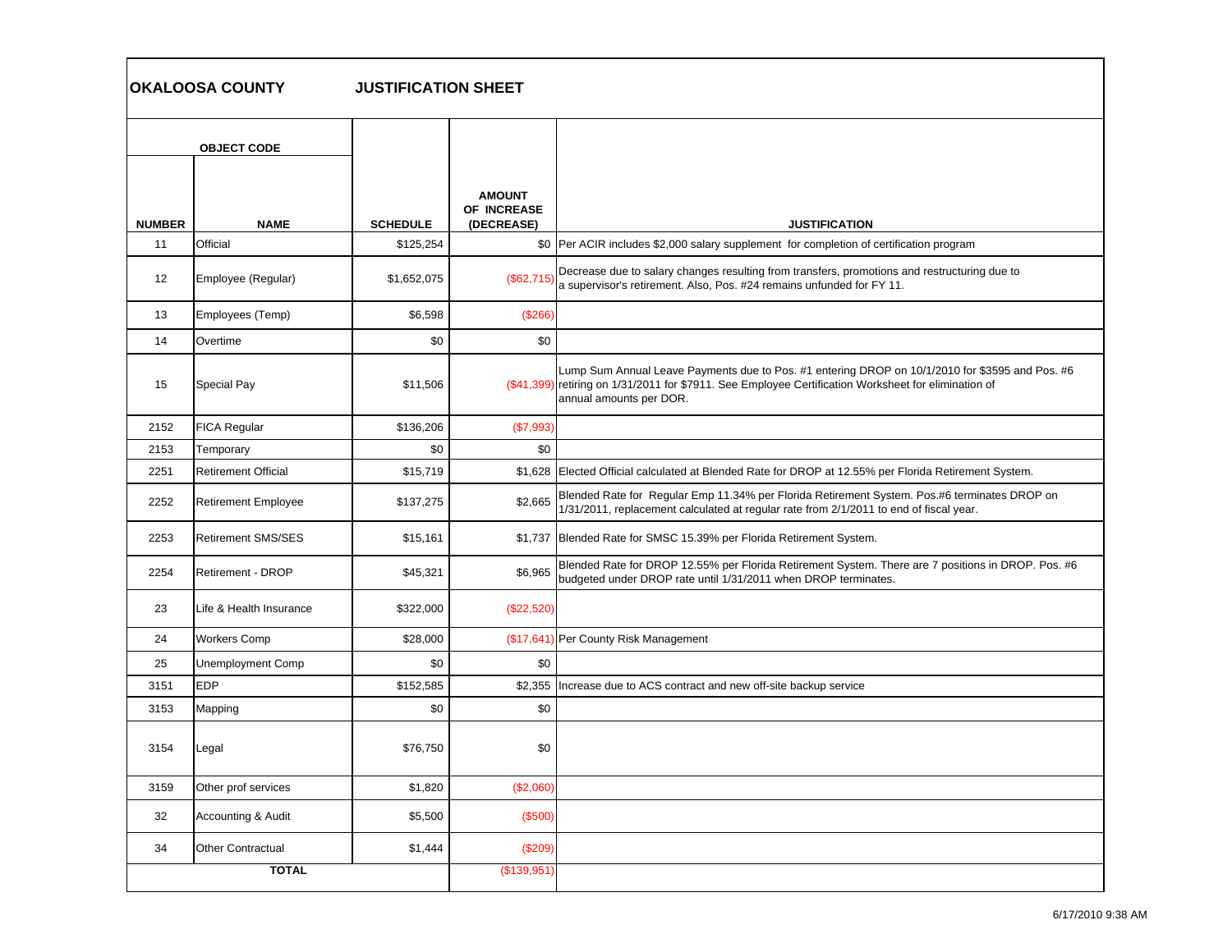**OKALOOSA COUNTY** **JUSTIFICATION SHEET**

| OBJECT CODE | | | | |
|---|---|---|---|---|
| **NUMBER** | **NAME** | **SCHEDULE** | **AMOUNT OF INCREASE (DECREASE)** | **JUSTIFICATION** |
| 11 | Official | $125,254 | $0 | Per ACIR includes $2,000 salary supplement for completion of certification program |
| 12 | Employee (Regular) | $1,652,075 | ($62,715) | Decrease due to salary changes resulting from transfers, promotions and restructuring due to a supervisor's retirement. Also, Pos. #24 remains unfunded for FY 11. |
| 13 | Employees (Temp) | $6,598 | ($266) | |
| 14 | Overtime | $0 | $0 | |
| 15 | Special Pay | $11,506 | ($41,399) | Lump Sum Annual Leave Payments due to Pos. #1 entering DROP on 10/1/2010 for $3595 and Pos. #6 retiring on 1/31/2011 for $7911. See Employee Certification Worksheet for elimination of annual amounts per DOR. |
| 2152 | FICA Regular | $136,206 | ($7,993) | |
| 2153 | Temporary | $0 | $0 | |
| 2251 | Retirement Official | $15,719 | $1,628 | Elected Official calculated at Blended Rate for DROP at 12.55% per Florida Retirement System. |
| 2252 | Retirement Employee | $137,275 | $2,665 | Blended Rate for Regular Emp 11.34% per Florida Retirement System. Pos.#6 terminates DROP on 1/31/2011, replacement calculated at regular rate from 2/1/2011 to end of fiscal year. |
| 2253 | Retirement SMS/SES | $15,161 | $1,737 | Blended Rate for SMSC 15.39% per Florida Retirement System. |
| 2254 | Retirement - DROP | $45,321 | $6,965 | Blended Rate for DROP 12.55% per Florida Retirement System. There are 7 positions in DROP. Pos. #6 budgeted under DROP rate until 1/31/2011 when DROP terminates. |
| 23 | Life & Health Insurance | $322,000 | ($22,520) | |
| 24 | Workers Comp | $28,000 | ($17,641) | Per County Risk Management |
| 25 | Unemployment Comp | $0 | $0 | |
| 3151 | EDP | $152,585 | $2,355 | Increase due to ACS contract and new off-site backup service |
| 3153 | Mapping | $0 | $0 | |
| 3154 | Legal | $76,750 | $0 | |
| 3159 | Other prof services | $1,820 | ($2,060) | |
| 32 | Accounting & Audit | $5,500 | ($500) | |
| 34 | Other Contractual | $1,444 | ($209) | |
| | **TOTAL** | | ($139,951) | |

6/17/2010 9:38 AM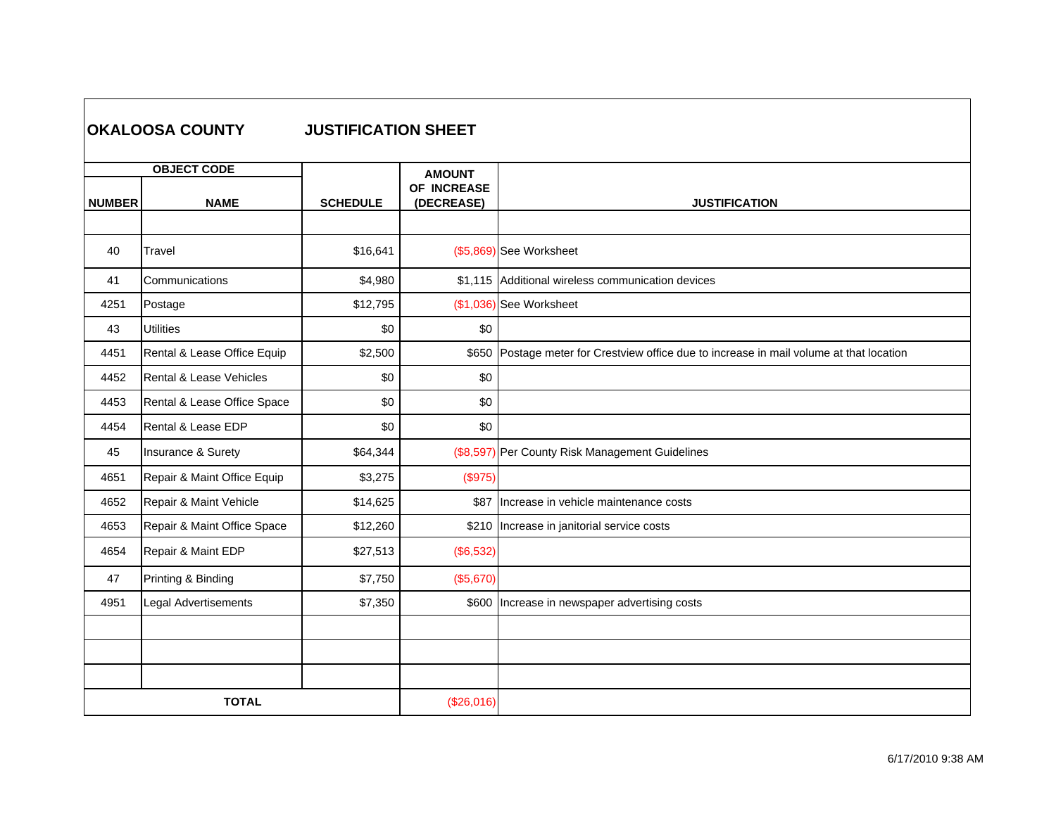**OKALOOSA COUNTY JUSTIFICATION SHEET**

| OBJECT CODE | | SCHEDULE | AMOUNT OF INCREASE (DECREASE) | JUSTIFICATION |
|---|---|---|---|---|
| NUMBER | NAME | | | |
| | | | | |
| 40 | Travel | $16,641 | ($5,869) | See Worksheet |
| 41 | Communications | $4,980 | $1,115 | Additional wireless communication devices |
| 4251 | Postage | $12,795 | ($1,036) | See Worksheet |
| 43 | Utilities | $0 | $0 | |
| 4451 | Rental & Lease Office Equip | $2,500 | $650 | Postage meter for Crestview office due to increase in mail volume at that location |
| 4452 | Rental & Lease Vehicles | $0 | $0 | |
| 4453 | Rental & Lease Office Space | $0 | $0 | |
| 4454 | Rental & Lease EDP | $0 | $0 | |
| 45 | Insurance & Surety | $64,344 | ($8,597) | Per County Risk Management Guidelines |
| 4651 | Repair & Maint Office Equip | $3,275 | ($975) | |
| 4652 | Repair & Maint Vehicle | $14,625 | $87 | Increase in vehicle maintenance costs |
| 4653 | Repair & Maint Office Space | $12,260 | $210 | Increase in janitorial service costs |
| 4654 | Repair & Maint EDP | $27,513 | ($6,532) | |
| 47 | Printing & Binding | $7,750 | ($5,670) | |
| 4951 | Legal Advertisements | $7,350 | $600 | Increase in newspaper advertising costs |
| | | | | |
| | | | | |
| | | | | |
| TOTAL | | | ($26,016) | |

6/17/2010 9:38 AM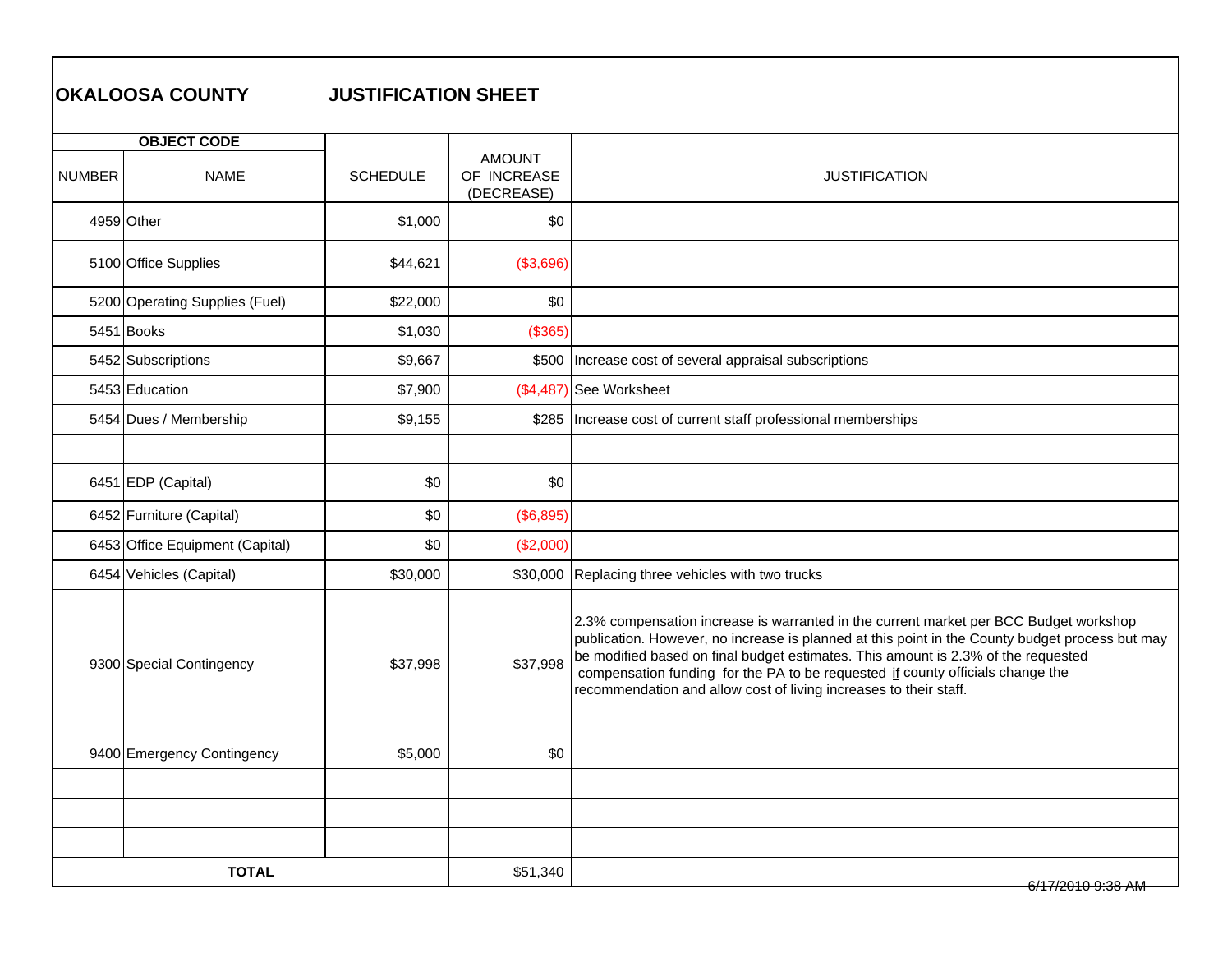# OKALOOSA COUNTY JUSTIFICATION SHEET

| OBJECT CODE | | SCHEDULE | AMOUNT OF INCREASE (DECREASE) | JUSTIFICATION |
|---|---|---|---|---|
| NUMBER | NAME | | | |
| 4959 | Other | $1,000 | $0 | |
| 5100 | Office Supplies | $44,621 | ($3,696) | |
| 5200 | Operating Supplies (Fuel) | $22,000 | $0 | |
| 5451 | Books | $1,030 | ($365) | |
| 5452 | Subscriptions | $9,667 | $500 | Increase cost of several appraisal subscriptions |
| 5453 | Education | $7,900 | ($4,487) | See Worksheet |
| 5454 | Dues / Membership | $9,155 | $285 | Increase cost of current staff professional memberships |
| | | | | |
| 6451 | EDP (Capital) | $0 | $0 | |
| 6452 | Furniture (Capital) | $0 | ($6,895) | |
| 6453 | Office Equipment (Capital) | $0 | ($2,000) | |
| 6454 | Vehicles (Capital) | $30,000 | $30,000 | Replacing three vehicles with two trucks |
| 9300 | Special Contingency | $37,998 | $37,998 | 2.3% compensation increase is warranted in the current market per BCC Budget workshop publication. However, no increase is planned at this point in the County budget process but may be modified based on final budget estimates. This amount is 2.3% of the requested compensation funding for the PA to be requested _if_ county officials change the recommendation and allow cost of living increases to their staff. |
| 9400 | Emergency Contingency | $5,000 | $0 | |
| | | | | |
| | | | | |
| | | | | |
| **TOTAL** | | | $51,340 | |

~~6/17/2010 9:38 AM~~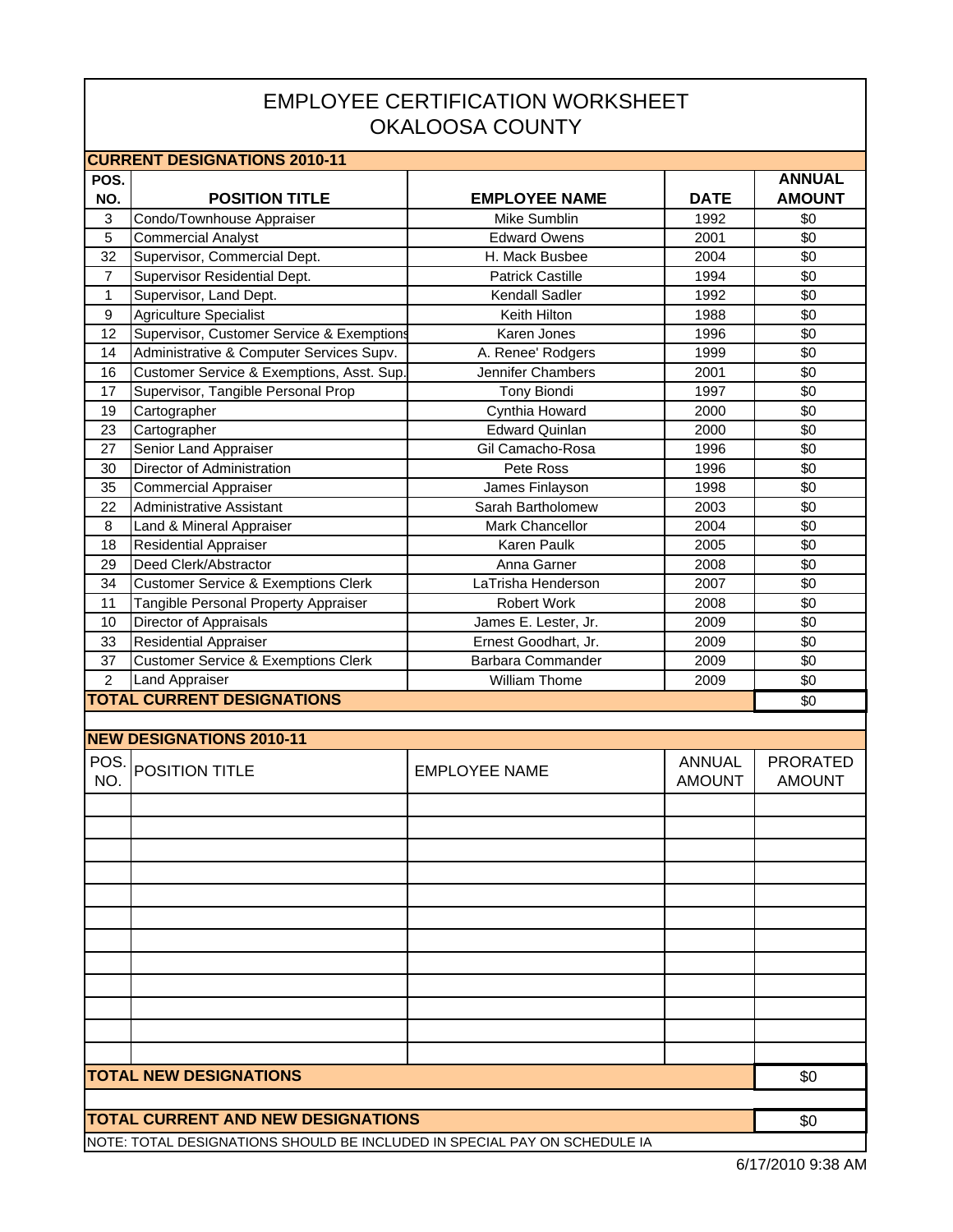# EMPLOYEE CERTIFICATION WORKSHEET
# OKALOOSA COUNTY

**CURRENT DESIGNATIONS 2010-11**

| POS. NO. | POSITION TITLE | EMPLOYEE NAME | DATE | ANNUAL AMOUNT |
|---|---|---|---|---|
| 3 | Condo/Townhouse Appraiser | Mike Sumblin | 1992 | $0 |
| 5 | Commercial Analyst | Edward Owens | 2001 | $0 |
| 32 | Supervisor, Commercial Dept. | H. Mack Busbee | 2004 | $0 |
| 7 | Supervisor Residential Dept. | Patrick Castille | 1994 | $0 |
| 1 | Supervisor, Land Dept. | Kendall Sadler | 1992 | $0 |
| 9 | Agriculture Specialist | Keith Hilton | 1988 | $0 |
| 12 | Supervisor, Customer Service & Exemptions | Karen Jones | 1996 | $0 |
| 14 | Administrative & Computer Services Supv. | A. Renee' Rodgers | 1999 | $0 |
| 16 | Customer Service & Exemptions, Asst. Sup. | Jennifer Chambers | 2001 | $0 |
| 17 | Supervisor, Tangible Personal Prop | Tony Biondi | 1997 | $0 |
| 19 | Cartographer | Cynthia Howard | 2000 | $0 |
| 23 | Cartographer | Edward Quinlan | 2000 | $0 |
| 27 | Senior Land Appraiser | Gil Camacho-Rosa | 1996 | $0 |
| 30 | Director of Administration | Pete Ross | 1996 | $0 |
| 35 | Commercial Appraiser | James Finlayson | 1998 | $0 |
| 22 | Administrative Assistant | Sarah Bartholomew | 2003 | $0 |
| 8 | Land & Mineral Appraiser | Mark Chancellor | 2004 | $0 |
| 18 | Residential Appraiser | Karen Paulk | 2005 | $0 |
| 29 | Deed Clerk/Abstractor | Anna Garner | 2008 | $0 |
| 34 | Customer Service & Exemptions Clerk | LaTrisha Henderson | 2007 | $0 |
| 11 | Tangible Personal Property Appraiser | Robert Work | 2008 | $0 |
| 10 | Director of Appraisals | James E. Lester, Jr. | 2009 | $0 |
| 33 | Residential Appraiser | Ernest Goodhart, Jr. | 2009 | $0 |
| 37 | Customer Service & Exemptions Clerk | Barbara Commander | 2009 | $0 |
| 2 | Land Appraiser | William Thome | 2009 | $0 |
| **TOTAL CURRENT DESIGNATIONS** | | | | $0 |

**NEW DESIGNATIONS 2010-11**

| POS. NO. | POSITION TITLE | EMPLOYEE NAME | ANNUAL AMOUNT | PRORATED AMOUNT |
|---|---|---|---|---|
| | | | | |
| | | | | |
| | | | | |
| | | | | |
| | | | | |
| | | | | |
| | | | | |
| | | | | |
| | | | | |
| | | | | |
| | | | | |
| | | | | |
| **TOTAL NEW DESIGNATIONS** | | | | $0 |

| **TOTAL CURRENT AND NEW DESIGNATIONS** | $0 |
|---|---|

NOTE: TOTAL DESIGNATIONS SHOULD BE INCLUDED IN SPECIAL PAY ON SCHEDULE IA

6/17/2010 9:38 AM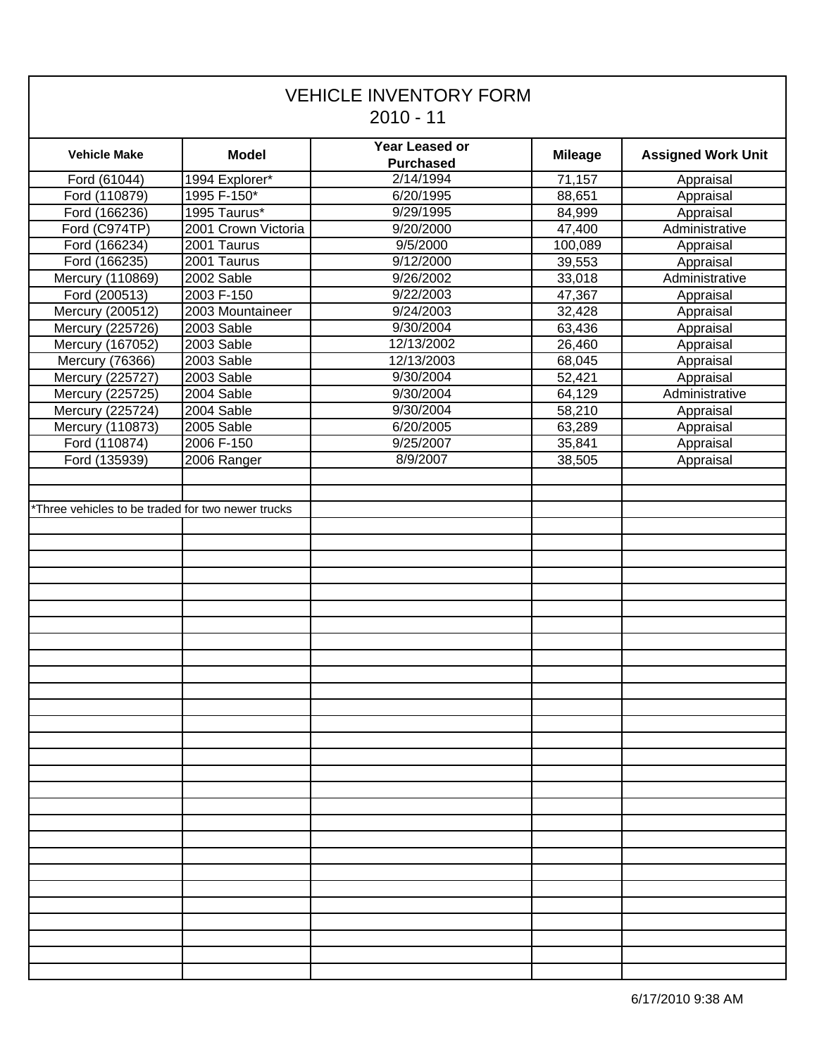# VEHICLE INVENTORY FORM
## 2010 - 11

| Vehicle Make | Model | Year Leased or Purchased | Mileage | Assigned Work Unit |
|---|---|---|---|---|
| Ford (61044) | 1994 Explorer* | 2/14/1994 | 71,157 | Appraisal |
| Ford (110879) | 1995 F-150* | 6/20/1995 | 88,651 | Appraisal |
| Ford (166236) | 1995 Taurus* | 9/29/1995 | 84,999 | Appraisal |
| Ford (C974TP) | 2001 Crown Victoria | 9/20/2000 | 47,400 | Administrative |
| Ford (166234) | 2001 Taurus | 9/5/2000 | 100,089 | Appraisal |
| Ford (166235) | 2001 Taurus | 9/12/2000 | 39,553 | Appraisal |
| Mercury (110869) | 2002 Sable | 9/26/2002 | 33,018 | Administrative |
| Ford (200513) | 2003 F-150 | 9/22/2003 | 47,367 | Appraisal |
| Mercury (200512) | 2003 Mountaineer | 9/24/2003 | 32,428 | Appraisal |
| Mercury (225726) | 2003 Sable | 9/30/2004 | 63,436 | Appraisal |
| Mercury (167052) | 2003 Sable | 12/13/2002 | 26,460 | Appraisal |
| Mercury (76366) | 2003 Sable | 12/13/2003 | 68,045 | Appraisal |
| Mercury (225727) | 2003 Sable | 9/30/2004 | 52,421 | Appraisal |
| Mercury (225725) | 2004 Sable | 9/30/2004 | 64,129 | Administrative |
| Mercury (225724) | 2004 Sable | 9/30/2004 | 58,210 | Appraisal |
| Mercury (110873) | 2005 Sable | 6/20/2005 | 63,289 | Appraisal |
| Ford (110874) | 2006 F-150 | 9/25/2007 | 35,841 | Appraisal |
| Ford (135939) | 2006 Ranger | 8/9/2007 | 38,505 | Appraisal |

*Three vehicles to be traded for two newer trucks

6/17/2010 9:38 AM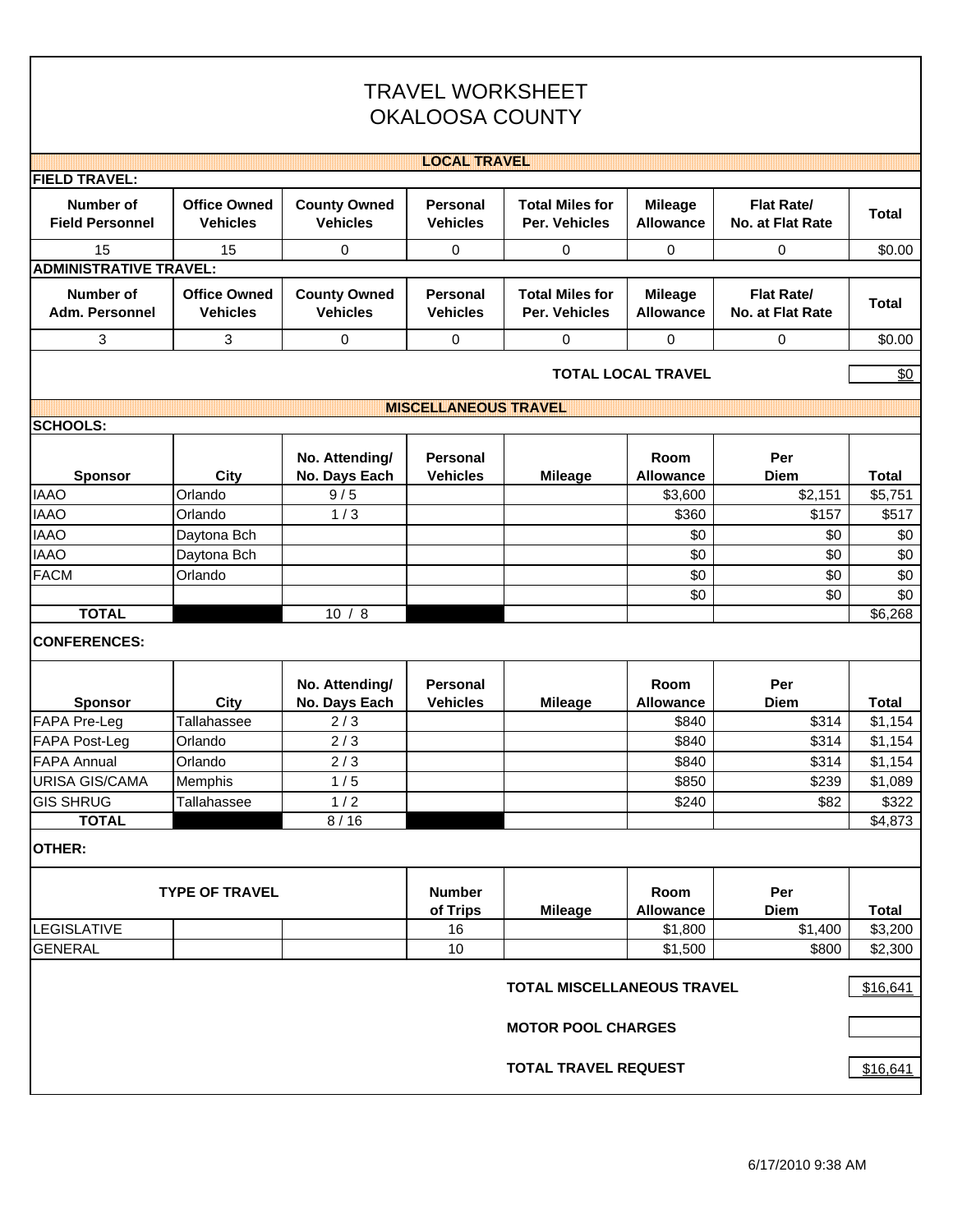# TRAVEL WORKSHEET
# OKALOOSA COUNTY

## LOCAL TRAVEL

**FIELD TRAVEL:**

| Number of Field Personnel | Office Owned Vehicles | County Owned Vehicles | Personal Vehicles | Total Miles for Per. Vehicles | Mileage Allowance | Flat Rate/ No. at Flat Rate | Total |
|---|---|---|---|---|---|---|---|
| 15 | 15 | 0 | 0 | 0 | 0 | 0 | $0.00 |

**ADMINISTRATIVE TRAVEL:**

| Number of Adm. Personnel | Office Owned Vehicles | County Owned Vehicles | Personal Vehicles | Total Miles for Per. Vehicles | Mileage Allowance | Flat Rate/ No. at Flat Rate | Total |
|---|---|---|---|---|---|---|---|
| 3 | 3 | 0 | 0 | 0 | 0 | 0 | $0.00 |

**TOTAL LOCAL TRAVEL** $0

## MISCELLANEOUS TRAVEL

**SCHOOLS:**

| Sponsor | City | No. Attending/ No. Days Each | Personal Vehicles | Mileage | Room Allowance | Per Diem | Total |
|---|---|---|---|---|---|---|---|
| IAAO | Orlando | 9 / 5 | | | $3,600 | $2,151 | $5,751 |
| IAAO | Orlando | 1 / 3 | | | $360 | $157 | $517 |
| IAAO | Daytona Bch | | | | $0 | $0 | $0 |
| IAAO | Daytona Bch | | | | $0 | $0 | $0 |
| FACM | Orlando | | | | $0 | $0 | $0 |
| | | | | | $0 | $0 | $0 |
| **TOTAL** | | 10 / 8 | | | | | $6,268 |

**CONFERENCES:**

| Sponsor | City | No. Attending/ No. Days Each | Personal Vehicles | Mileage | Room Allowance | Per Diem | Total |
|---|---|---|---|---|---|---|---|
| FAPA Pre-Leg | Tallahassee | 2 / 3 | | | $840 | $314 | $1,154 |
| FAPA Post-Leg | Orlando | 2 / 3 | | | $840 | $314 | $1,154 |
| FAPA Annual | Orlando | 2 / 3 | | | $840 | $314 | $1,154 |
| URISA GIS/CAMA | Memphis | 1 / 5 | | | $850 | $239 | $1,089 |
| GIS SHRUG | Tallahassee | 1 / 2 | | | $240 | $82 | $322 |
| **TOTAL** | | 8 / 16 | | | | | $4,873 |

**OTHER:**

| TYPE OF TRAVEL | Number of Trips | Mileage | Room Allowance | Per Diem | Total |
|---|---|---|---|---|---|
| LEGISLATIVE | 16 | | $1,800 | $1,400 | $3,200 |
| GENERAL | 10 | | $1,500 | $800 | $2,300 |

**TOTAL MISCELLANEOUS TRAVEL** $16,641

**MOTOR POOL CHARGES**

**TOTAL TRAVEL REQUEST** $16,641

6/17/2010 9:38 AM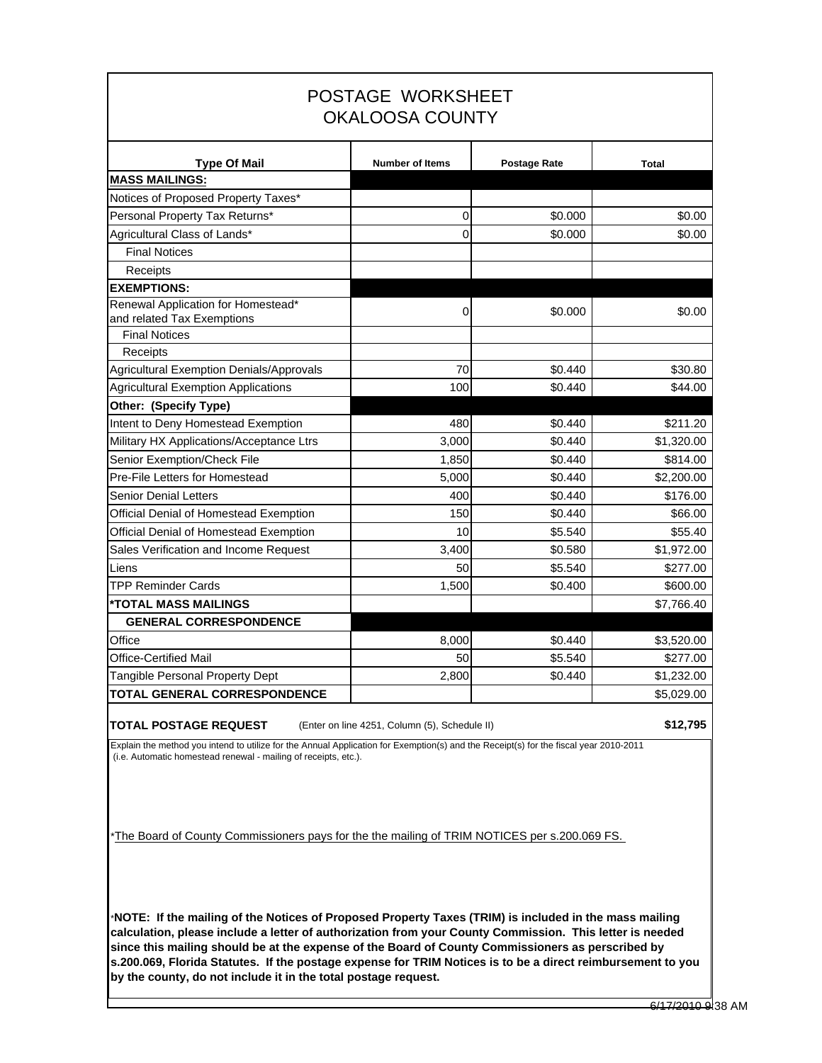# POSTAGE WORKSHEET
## OKALOOSA COUNTY

| Type Of Mail | Number of Items | Postage Rate | Total |
|---|---|---|---|
| **MASS MAILINGS:** | | | |
| Notices of Proposed Property Taxes* | | | |
| Personal Property Tax Returns* | 0 | $0.000 | $0.00 |
| Agricultural Class of Lands* | 0 | $0.000 | $0.00 |
| Final Notices | | | |
| Receipts | | | |
| **EXEMPTIONS:** | | | |
| Renewal Application for Homestead* and related Tax Exemptions | 0 | $0.000 | $0.00 |
| Final Notices | | | |
| Receipts | | | |
| Agricultural Exemption Denials/Approvals | 70 | $0.440 | $30.80 |
| Agricultural Exemption Applications | 100 | $0.440 | $44.00 |
| **Other: (Specify Type)** | | | |
| Intent to Deny Homestead Exemption | 480 | $0.440 | $211.20 |
| Military HX Applications/Acceptance Ltrs | 3,000 | $0.440 | $1,320.00 |
| Senior Exemption/Check File | 1,850 | $0.440 | $814.00 |
| Pre-File Letters for Homestead | 5,000 | $0.440 | $2,200.00 |
| Senior Denial Letters | 400 | $0.440 | $176.00 |
| Official Denial of Homestead Exemption | 150 | $0.440 | $66.00 |
| Official Denial of Homestead Exemption | 10 | $5.540 | $55.40 |
| Sales Verification and Income Request | 3,400 | $0.580 | $1,972.00 |
| Liens | 50 | $5.540 | $277.00 |
| TPP Reminder Cards | 1,500 | $0.400 | $600.00 |
| ***TOTAL MASS MAILINGS** | | | $7,766.40 |
| **GENERAL CORRESPONDENCE** | | | |
| Office | 8,000 | $0.440 | $3,520.00 |
| Office-Certified Mail | 50 | $5.540 | $277.00 |
| Tangible Personal Property Dept | 2,800 | $0.440 | $1,232.00 |
| **TOTAL GENERAL CORRESPONDENCE** | | | $5,029.00 |

**TOTAL POSTAGE REQUEST** (Enter on line 4251, Column (5), Schedule II) **$12,795**

Explain the method you intend to utilize for the Annual Application for Exemption(s) and the Receipt(s) for the fiscal year 2010-2011 (i.e. Automatic homestead renewal - mailing of receipts, etc.).

*The Board of County Commissioners pays for the the mailing of TRIM NOTICES per s.200.069 FS.

***NOTE: If the mailing of the Notices of Proposed Property Taxes (TRIM) is included in the mass mailing calculation, please include a letter of authorization from your County Commission. This letter is needed since this mailing should be at the expense of the Board of County Commissioners as perscribed by s.200.069, Florida Statutes. If the postage expense for TRIM Notices is to be a direct reimbursement to you by the county, do not include it in the total postage request.**

6/17/2010 9:38 AM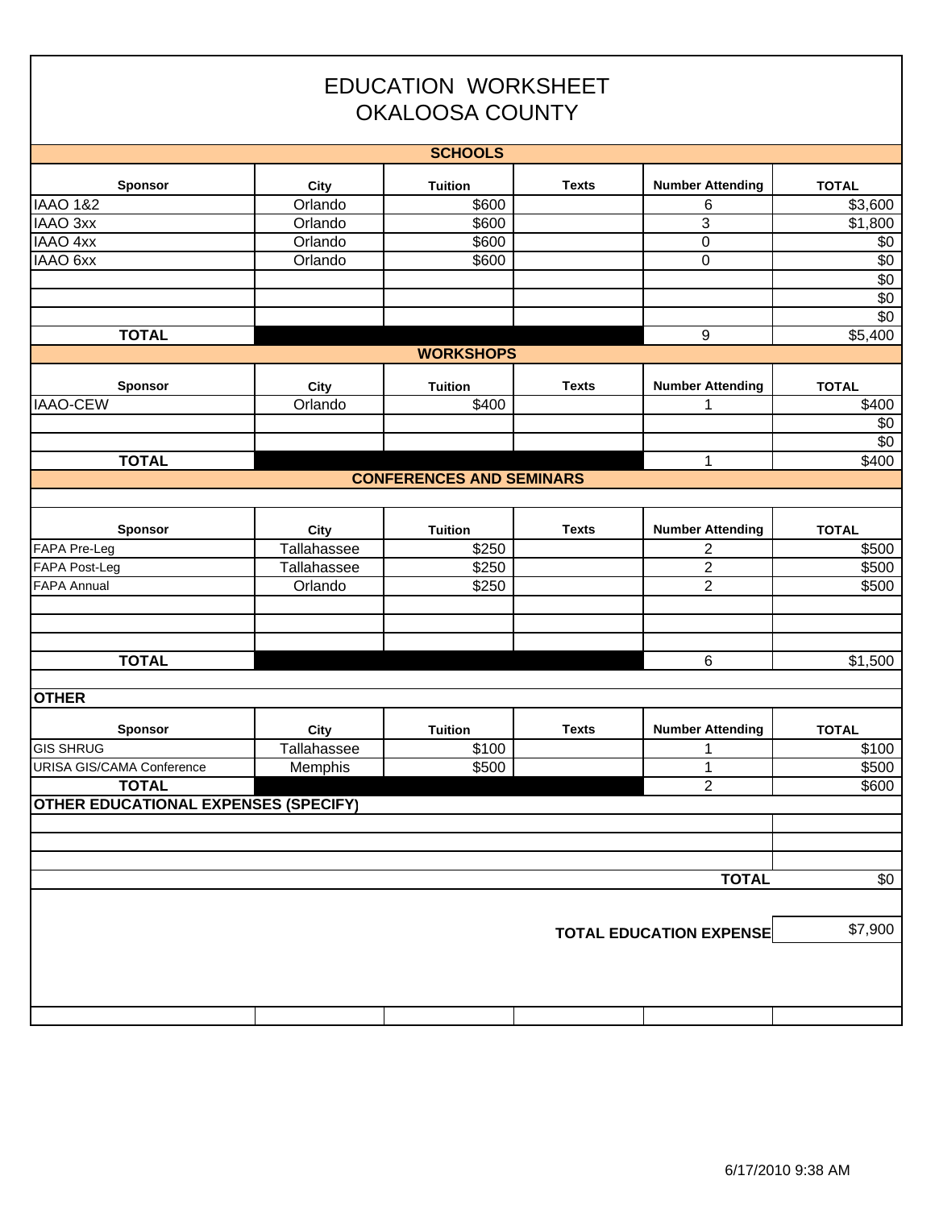# EDUCATION WORKSHEET
# OKALOOSA COUNTY

## SCHOOLS

| Sponsor | City | Tuition | Texts | Number Attending | TOTAL |
|---|---|---|---|---|---|
| IAAO 1&2 | Orlando | $600 | | 6 | $3,600 |
| IAAO 3xx | Orlando | $600 | | 3 | $1,800 |
| IAAO 4xx | Orlando | $600 | | 0 | $0 |
| IAAO 6xx | Orlando | $600 | | 0 | $0 |
| | | | | | $0 |
| | | | | | $0 |
| | | | | | $0 |
| **TOTAL** | | | | 9 | $5,400 |

## WORKSHOPS

| Sponsor | City | Tuition | Texts | Number Attending | TOTAL |
|---|---|---|---|---|---|
| IAAO-CEW | Orlando | $400 | | 1 | $400 |
| | | | | | $0 |
| | | | | | $0 |
| **TOTAL** | | | | 1 | $400 |

## CONFERENCES AND SEMINARS

| Sponsor | City | Tuition | Texts | Number Attending | TOTAL |
|---|---|---|---|---|---|
| FAPA Pre-Leg | Tallahassee | $250 | | 2 | $500 |
| FAPA Post-Leg | Tallahassee | $250 | | 2 | $500 |
| FAPA Annual | Orlando | $250 | | 2 | $500 |
| | | | | | |
| | | | | | |
| | | | | | |
| **TOTAL** | | | | 6 | $1,500 |

## OTHER

| Sponsor | City | Tuition | Texts | Number Attending | TOTAL |
|---|---|---|---|---|---|
| GIS SHRUG | Tallahassee | $100 | | 1 | $100 |
| URISA GIS/CAMA Conference | Memphis | $500 | | 1 | $500 |
| **TOTAL** | | | | 2 | $600 |

## OTHER EDUCATIONAL EXPENSES (SPECIFY)

| | |
|---|---|
| | |
| | |
| | |
| **TOTAL** | $0 |

**TOTAL EDUCATION EXPENSE** $7,900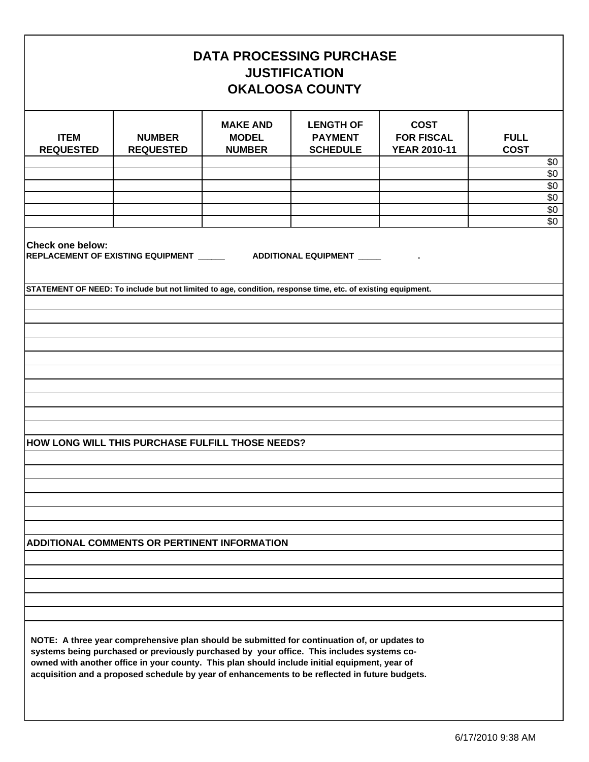# DATA PROCESSING PURCHASE JUSTIFICATION OKALOOSA COUNTY

| ITEM REQUESTED | NUMBER REQUESTED | MAKE AND MODEL NUMBER | LENGTH OF PAYMENT SCHEDULE | COST FOR FISCAL YEAR 2010-11 | FULL COST |
|---|---|---|---|---|---|
| | | | | | $0 |
| | | | | | $0 |
| | | | | | $0 |
| | | | | | $0 |
| | | | | | $0 |
| | | | | | $0 |

**Check one below:**

**REPLACEMENT OF EXISTING EQUIPMENT ______ ADDITIONAL EQUIPMENT _____ .**

**STATEMENT OF NEED: To include but not limited to age, condition, response time, etc. of existing equipment.**

**HOW LONG WILL THIS PURCHASE FULFILL THOSE NEEDS?**

**ADDITIONAL COMMENTS OR PERTINENT INFORMATION**

**NOTE: A three year comprehensive plan should be submitted for continuation of, or updates to systems being purchased or previously purchased by your office. This includes systems co-owned with another office in your county. This plan should include initial equipment, year of acquisition and a proposed schedule by year of enhancements to be reflected in future budgets.**

6/17/2010 9:38 AM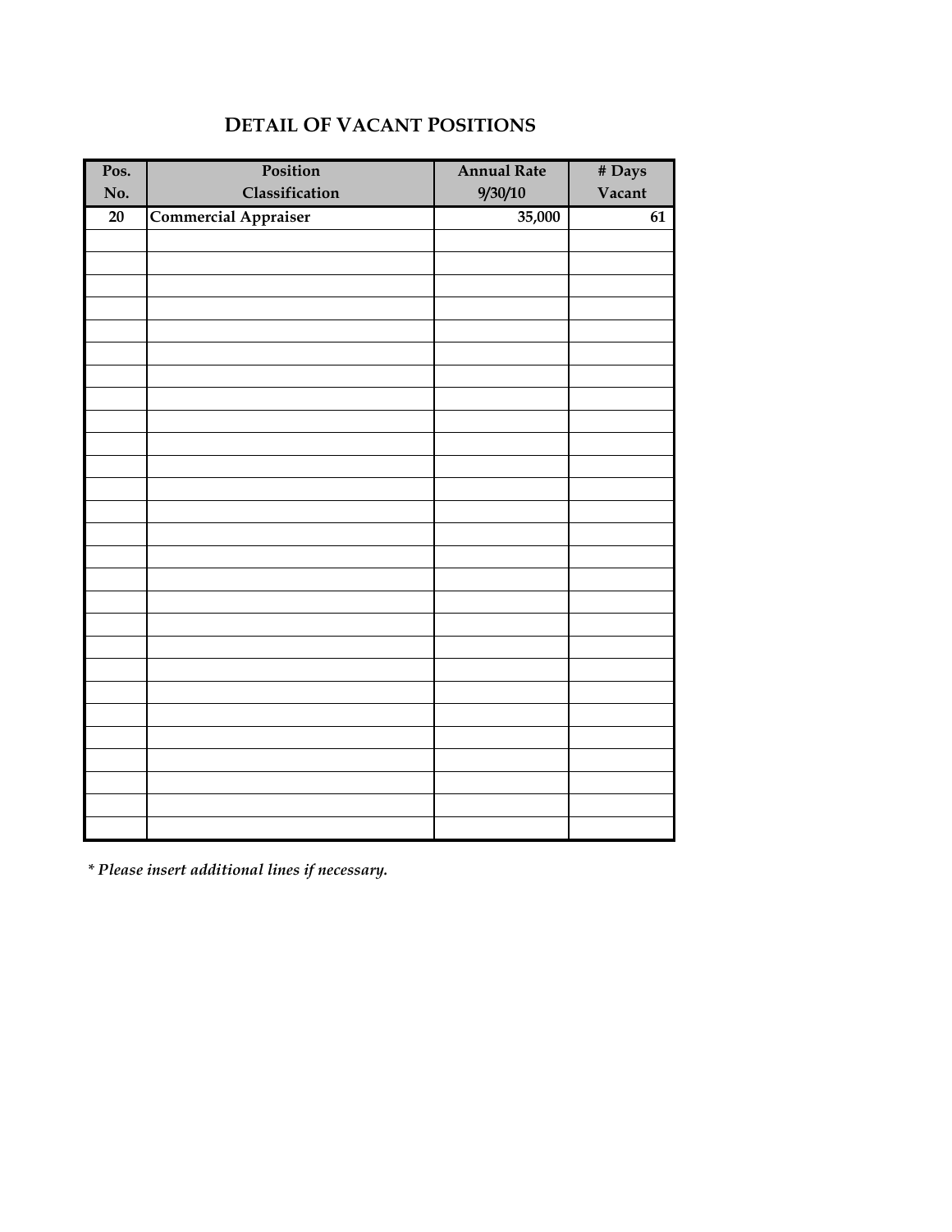# DETAIL OF VACANT POSITIONS

| Pos. No. | Position Classification | Annual Rate 9/30/10 | # Days Vacant |
|---|---|---|---|
| 20 | Commercial Appraiser | 35,000 | 61 |
| | | | |
| | | | |
| | | | |
| | | | |
| | | | |
| | | | |
| | | | |
| | | | |
| | | | |
| | | | |
| | | | |
| | | | |
| | | | |
| | | | |
| | | | |
| | | | |
| | | | |
| | | | |
| | | | |
| | | | |
| | | | |
| | | | |
| | | | |
| | | | |
| | | | |
| | | | |
| | | | |

*\* Please insert additional lines if necessary.*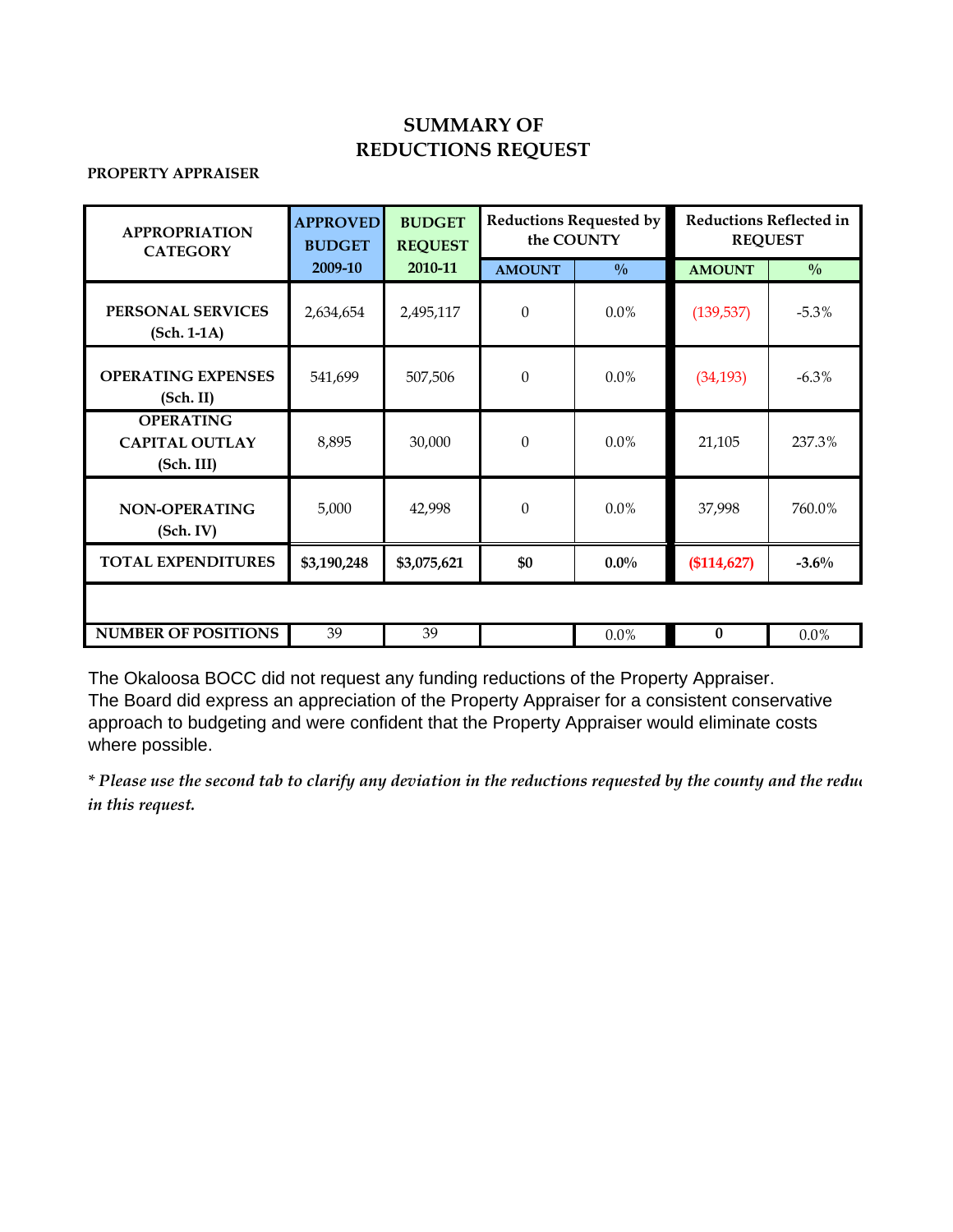# SUMMARY OF
# REDUCTIONS REQUEST

**PROPERTY APPRAISER**

| APPROPRIATION CATEGORY | APPROVED BUDGET 2009-10 | BUDGET REQUEST 2010-11 | Reductions Requested by the COUNTY | | Reductions Reflected in REQUEST | |
|---|---|---|---|---|---|---|
| | | | AMOUNT | % | AMOUNT | % |
| PERSONAL SERVICES (Sch. 1-1A) | 2,634,654 | 2,495,117 | 0 | 0.0% | (139,537) | -5.3% |
| OPERATING EXPENSES (Sch. II) | 541,699 | 507,506 | 0 | 0.0% | (34,193) | -6.3% |
| OPERATING CAPITAL OUTLAY (Sch. III) | 8,895 | 30,000 | 0 | 0.0% | 21,105 | 237.3% |
| NON-OPERATING (Sch. IV) | 5,000 | 42,998 | 0 | 0.0% | 37,998 | 760.0% |
| **TOTAL EXPENDITURES** | **$3,190,248** | **$3,075,621** | **$0** | **0.0%** | **($114,627)** | **-3.6%** |
| | | | | | | |
| **NUMBER OF POSITIONS** | 39 | 39 | | 0.0% | **0** | 0.0% |

The Okaloosa BOCC did not request any funding reductions of the Property Appraiser.
The Board did express an appreciation of the Property Appraiser for a consistent conservative approach to budgeting and were confident that the Property Appraiser would eliminate costs where possible.

*\* Please use the second tab to clarify any deviation in the reductions requested by the county and the redu in this request.*